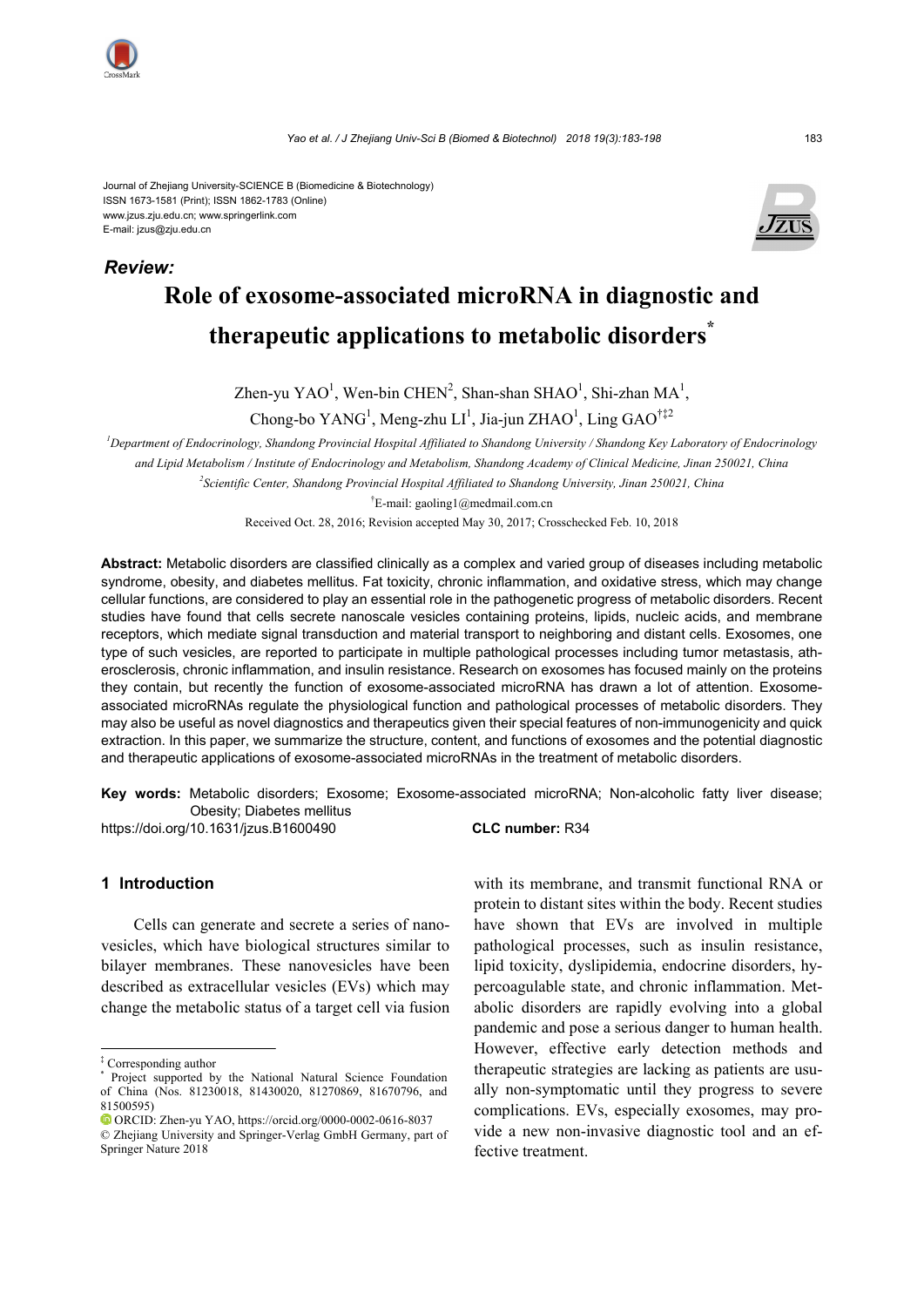Journal of Zhejiang University-SCIENCE B (Biomedicine & Biotechnology)
ISSN 1673-1581 (Print); ISSN 1862-1783 (Online)
www.jzus.zju.edu.cn; www.springerlink.com
E-mail: jzus@zju.edu.cn

***Review:***

# Role of exosome-associated microRNA in diagnostic and therapeutic applications to metabolic disorders*

Zhen-yu YAO[1], Wen-bin CHEN[2], Shan-shan SHAO[1], Shi-zhan MA[1], Chong-bo YANG[1], Meng-zhu LI[1], Jia-jun ZHAO[1], Ling GAO[†‡2]

[1]*Department of Endocrinology, Shandong Provincial Hospital Affiliated to Shandong University / Shandong Key Laboratory of Endocrinology and Lipid Metabolism / Institute of Endocrinology and Metabolism, Shandong Academy of Clinical Medicine, Jinan 250021, China*

[2]*Scientific Center, Shandong Provincial Hospital Affiliated to Shandong University, Jinan 250021, China*

[†]E-mail: gaoling1@medmail.com.cn

Received Oct. 28, 2016; Revision accepted May 30, 2017; Crosschecked Feb. 10, 2018

**Abstract:** Metabolic disorders are classified clinically as a complex and varied group of diseases including metabolic syndrome, obesity, and diabetes mellitus. Fat toxicity, chronic inflammation, and oxidative stress, which may change cellular functions, are considered to play an essential role in the pathogenetic progress of metabolic disorders. Recent studies have found that cells secrete nanoscale vesicles containing proteins, lipids, nucleic acids, and membrane receptors, which mediate signal transduction and material transport to neighboring and distant cells. Exosomes, one type of such vesicles, are reported to participate in multiple pathological processes including tumor metastasis, atherosclerosis, chronic inflammation, and insulin resistance. Research on exosomes has focused mainly on the proteins they contain, but recently the function of exosome-associated microRNA has drawn a lot of attention. Exosome-associated microRNAs regulate the physiological function and pathological processes of metabolic disorders. They may also be useful as novel diagnostics and therapeutics given their special features of non-immunogenicity and quick extraction. In this paper, we summarize the structure, content, and functions of exosomes and the potential diagnostic and therapeutic applications of exosome-associated microRNAs in the treatment of metabolic disorders.

**Key words:** Metabolic disorders; Exosome; Exosome-associated microRNA; Non-alcoholic fatty liver disease; Obesity; Diabetes mellitus

https://doi.org/10.1631/jzus.B1600490 **CLC number:** R34

## 1 Introduction

Cells can generate and secrete a series of nanovesicles, which have biological structures similar to bilayer membranes. These nanovesicles have been described as extracellular vesicles (EVs) which may change the metabolic status of a target cell via fusion with its membrane, and transmit functional RNA or protein to distant sites within the body. Recent studies have shown that EVs are involved in multiple pathological processes, such as insulin resistance, lipid toxicity, dyslipidemia, endocrine disorders, hypercoagulable state, and chronic inflammation. Metabolic disorders are rapidly evolving into a global pandemic and pose a serious danger to human health. However, effective early detection methods and therapeutic strategies are lacking as patients are usually non-symptomatic until they progress to severe complications. EVs, especially exosomes, may provide a new non-invasive diagnostic tool and an effective treatment.

---

[‡] Corresponding author

[*] Project supported by the National Natural Science Foundation of China (Nos. 81230018, 81430020, 81270869, 81670796, and 81500595)

ORCID: Zhen-yu YAO, https://orcid.org/0000-0002-0616-8037

© Zhejiang University and Springer-Verlag GmbH Germany, part of Springer Nature 2018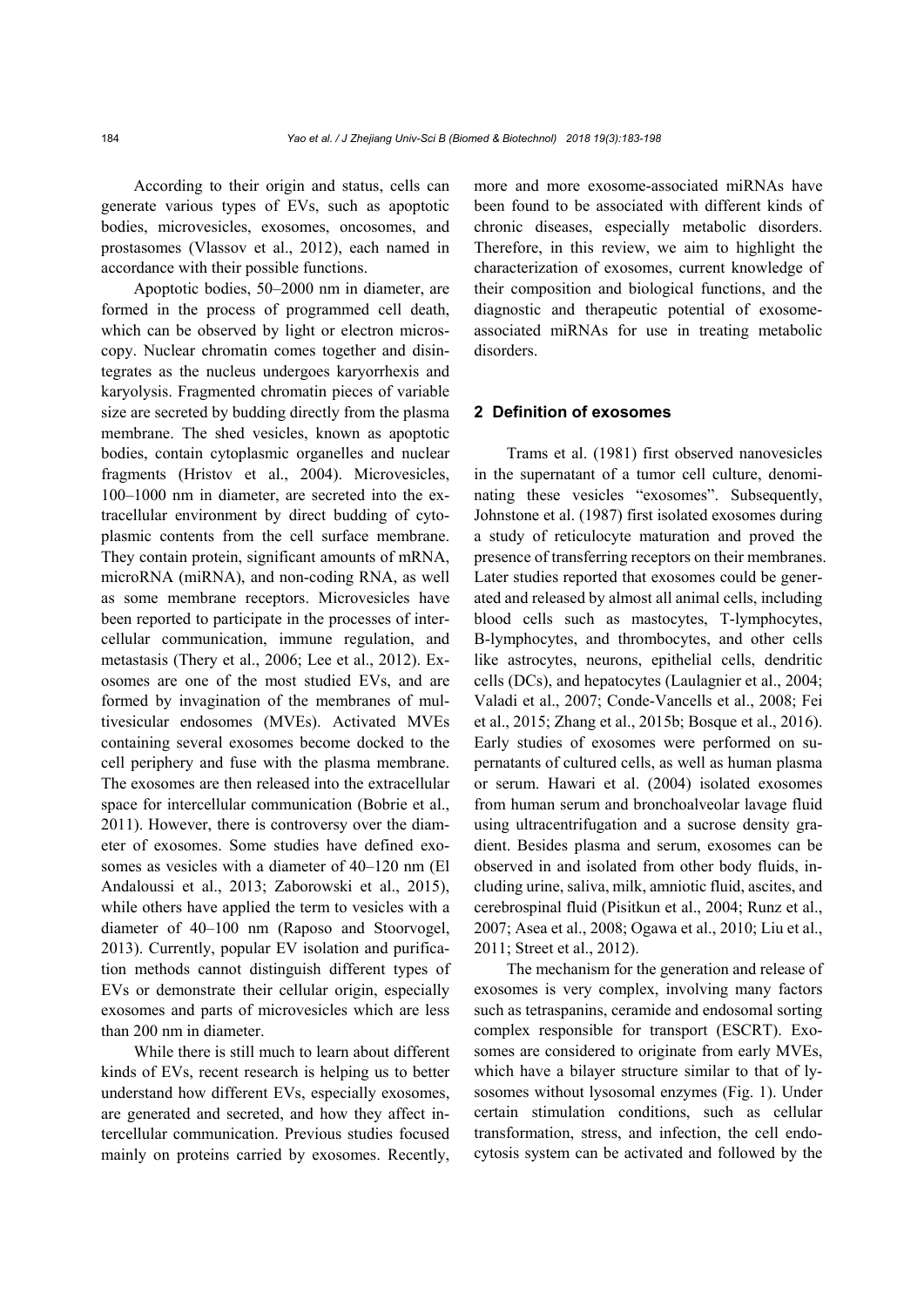According to their origin and status, cells can generate various types of EVs, such as apoptotic bodies, microvesicles, exosomes, oncosomes, and prostasomes (Vlassov et al., 2012), each named in accordance with their possible functions.

Apoptotic bodies, 50–2000 nm in diameter, are formed in the process of programmed cell death, which can be observed by light or electron microscopy. Nuclear chromatin comes together and disintegrates as the nucleus undergoes karyorrhexis and karyolysis. Fragmented chromatin pieces of variable size are secreted by budding directly from the plasma membrane. The shed vesicles, known as apoptotic bodies, contain cytoplasmic organelles and nuclear fragments (Hristov et al., 2004). Microvesicles, 100–1000 nm in diameter, are secreted into the extracellular environment by direct budding of cytoplasmic contents from the cell surface membrane. They contain protein, significant amounts of mRNA, microRNA (miRNA), and non-coding RNA, as well as some membrane receptors. Microvesicles have been reported to participate in the processes of intercellular communication, immune regulation, and metastasis (Thery et al., 2006; Lee et al., 2012). Exosomes are one of the most studied EVs, and are formed by invagination of the membranes of multivesicular endosomes (MVEs). Activated MVEs containing several exosomes become docked to the cell periphery and fuse with the plasma membrane. The exosomes are then released into the extracellular space for intercellular communication (Bobrie et al., 2011). However, there is controversy over the diameter of exosomes. Some studies have defined exosomes as vesicles with a diameter of 40–120 nm (El Andaloussi et al., 2013; Zaborowski et al., 2015), while others have applied the term to vesicles with a diameter of 40–100 nm (Raposo and Stoorvogel, 2013). Currently, popular EV isolation and purification methods cannot distinguish different types of EVs or demonstrate their cellular origin, especially exosomes and parts of microvesicles which are less than 200 nm in diameter.

While there is still much to learn about different kinds of EVs, recent research is helping us to better understand how different EVs, especially exosomes, are generated and secreted, and how they affect intercellular communication. Previous studies focused mainly on proteins carried by exosomes. Recently, more and more exosome-associated miRNAs have been found to be associated with different kinds of chronic diseases, especially metabolic disorders. Therefore, in this review, we aim to highlight the characterization of exosomes, current knowledge of their composition and biological functions, and the diagnostic and therapeutic potential of exosome-associated miRNAs for use in treating metabolic disorders.

## 2 Definition of exosomes

Trams et al. (1981) first observed nanovesicles in the supernatant of a tumor cell culture, denominating these vesicles "exosomes". Subsequently, Johnstone et al. (1987) first isolated exosomes during a study of reticulocyte maturation and proved the presence of transferring receptors on their membranes. Later studies reported that exosomes could be generated and released by almost all animal cells, including blood cells such as mastocytes, T-lymphocytes, B-lymphocytes, and thrombocytes, and other cells like astrocytes, neurons, epithelial cells, dendritic cells (DCs), and hepatocytes (Laulagnier et al., 2004; Valadi et al., 2007; Conde-Vancells et al., 2008; Fei et al., 2015; Zhang et al., 2015b; Bosque et al., 2016). Early studies of exosomes were performed on supernatants of cultured cells, as well as human plasma or serum. Hawari et al. (2004) isolated exosomes from human serum and bronchoalveolar lavage fluid using ultracentrifugation and a sucrose density gradient. Besides plasma and serum, exosomes can be observed in and isolated from other body fluids, including urine, saliva, milk, amniotic fluid, ascites, and cerebrospinal fluid (Pisitkun et al., 2004; Runz et al., 2007; Asea et al., 2008; Ogawa et al., 2010; Liu et al., 2011; Street et al., 2012).

The mechanism for the generation and release of exosomes is very complex, involving many factors such as tetraspanins, ceramide and endosomal sorting complex responsible for transport (ESCRT). Exosomes are considered to originate from early MVEs, which have a bilayer structure similar to that of lysosomes without lysosomal enzymes (Fig. 1). Under certain stimulation conditions, such as cellular transformation, stress, and infection, the cell endocytosis system can be activated and followed by the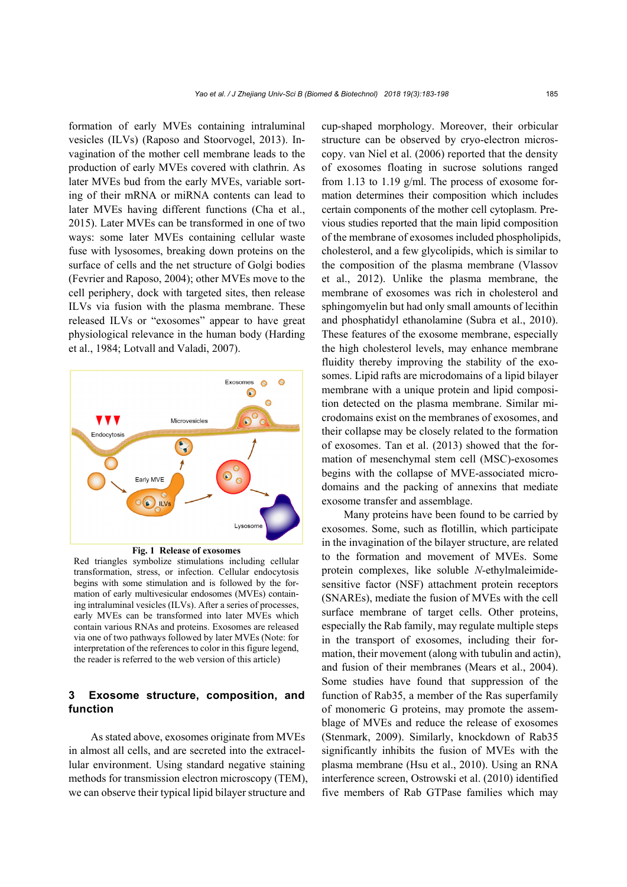formation of early MVEs containing intraluminal vesicles (ILVs) (Raposo and Stoorvogel, 2013). Invagination of the mother cell membrane leads to the production of early MVEs covered with clathrin. As later MVEs bud from the early MVEs, variable sorting of their mRNA or miRNA contents can lead to later MVEs having different functions (Cha et al., 2015). Later MVEs can be transformed in one of two ways: some later MVEs containing cellular waste fuse with lysosomes, breaking down proteins on the surface of cells and the net structure of Golgi bodies (Fevrier and Raposo, 2004); other MVEs move to the cell periphery, dock with targeted sites, then release ILVs via fusion with the plasma membrane. These released ILVs or "exosomes" appear to have great physiological relevance in the human body (Harding et al., 1984; Lotvall and Valadi, 2007).

**Fig. 1 Release of exosomes**

Red triangles symbolize stimulations including cellular transformation, stress, or infection. Cellular endocytosis begins with some stimulation and is followed by the formation of early multivesicular endosomes (MVEs) containing intraluminal vesicles (ILVs). After a series of processes, early MVEs can be transformed into later MVEs which contain various RNAs and proteins. Exosomes are released via one of two pathways followed by later MVEs (Note: for interpretation of the references to color in this figure legend, the reader is referred to the web version of this article)

## 3 Exosome structure, composition, and function

As stated above, exosomes originate from MVEs in almost all cells, and are secreted into the extracellular environment. Using standard negative staining methods for transmission electron microscopy (TEM), we can observe their typical lipid bilayer structure and cup-shaped morphology. Moreover, their orbicular structure can be observed by cryo-electron microscopy. van Niel et al. (2006) reported that the density of exosomes floating in sucrose solutions ranged from 1.13 to 1.19 g/ml. The process of exosome formation determines their composition which includes certain components of the mother cell cytoplasm. Previous studies reported that the main lipid composition of the membrane of exosomes included phospholipids, cholesterol, and a few glycolipids, which is similar to the composition of the plasma membrane (Vlassov et al., 2012). Unlike the plasma membrane, the membrane of exosomes was rich in cholesterol and sphingomyelin but had only small amounts of lecithin and phosphatidyl ethanolamine (Subra et al., 2010). These features of the exosome membrane, especially the high cholesterol levels, may enhance membrane fluidity thereby improving the stability of the exosomes. Lipid rafts are microdomains of a lipid bilayer membrane with a unique protein and lipid composition detected on the plasma membrane. Similar microdomains exist on the membranes of exosomes, and their collapse may be closely related to the formation of exosomes. Tan et al. (2013) showed that the formation of mesenchymal stem cell (MSC)-exosomes begins with the collapse of MVE-associated microdomains and the packing of annexins that mediate exosome transfer and assemblage.

Many proteins have been found to be carried by exosomes. Some, such as flotillin, which participate in the invagination of the bilayer structure, are related to the formation and movement of MVEs. Some protein complexes, like soluble *N*-ethylmaleimide-sensitive factor (NSF) attachment protein receptors (SNAREs), mediate the fusion of MVEs with the cell surface membrane of target cells. Other proteins, especially the Rab family, may regulate multiple steps in the transport of exosomes, including their formation, their movement (along with tubulin and actin), and fusion of their membranes (Mears et al., 2004). Some studies have found that suppression of the function of Rab35, a member of the Ras superfamily of monomeric G proteins, may promote the assemblage of MVEs and reduce the release of exosomes (Stenmark, 2009). Similarly, knockdown of Rab35 significantly inhibits the fusion of MVEs with the plasma membrane (Hsu et al., 2010). Using an RNA interference screen, Ostrowski et al. (2010) identified five members of Rab GTPase families which may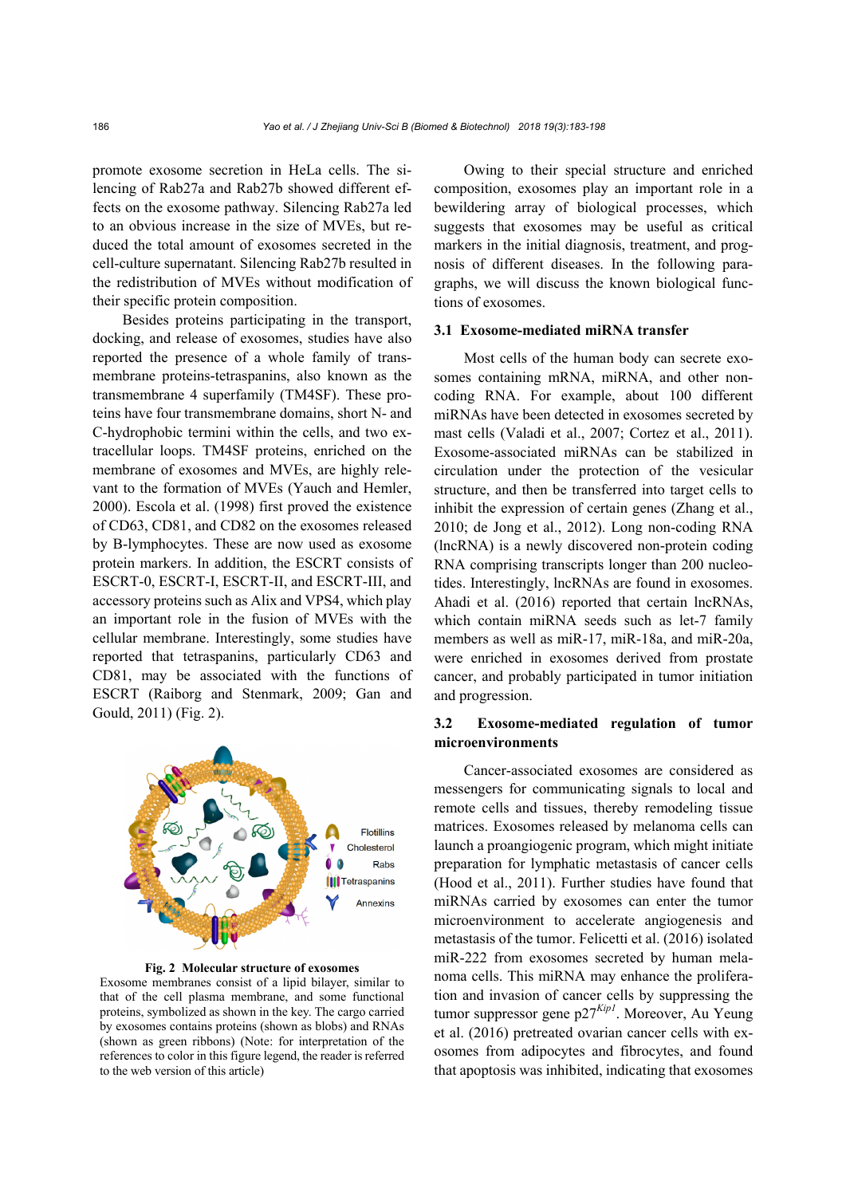promote exosome secretion in HeLa cells. The silencing of Rab27a and Rab27b showed different effects on the exosome pathway. Silencing Rab27a led to an obvious increase in the size of MVEs, but reduced the total amount of exosomes secreted in the cell-culture supernatant. Silencing Rab27b resulted in the redistribution of MVEs without modification of their specific protein composition.

Besides proteins participating in the transport, docking, and release of exosomes, studies have also reported the presence of a whole family of transmembrane proteins-tetraspanins, also known as the transmembrane 4 superfamily (TM4SF). These proteins have four transmembrane domains, short N- and C-hydrophobic termini within the cells, and two extracellular loops. TM4SF proteins, enriched on the membrane of exosomes and MVEs, are highly relevant to the formation of MVEs (Yauch and Hemler, 2000). Escola et al. (1998) first proved the existence of CD63, CD81, and CD82 on the exosomes released by B-lymphocytes. These are now used as exosome protein markers. In addition, the ESCRT consists of ESCRT-0, ESCRT-I, ESCRT-II, and ESCRT-III, and accessory proteins such as Alix and VPS4, which play an important role in the fusion of MVEs with the cellular membrane. Interestingly, some studies have reported that tetraspanins, particularly CD63 and CD81, may be associated with the functions of ESCRT (Raiborg and Stenmark, 2009; Gan and Gould, 2011) (Fig. 2).

Flotillins
Cholesterol
Rabs
Tetraspanins
Annexins

**Fig. 2 Molecular structure of exosomes**
Exosome membranes consist of a lipid bilayer, similar to that of the cell plasma membrane, and some functional proteins, symbolized as shown in the key. The cargo carried by exosomes contains proteins (shown as blobs) and RNAs (shown as green ribbons) (Note: for interpretation of the references to color in this figure legend, the reader is referred to the web version of this article)

Owing to their special structure and enriched composition, exosomes play an important role in a bewildering array of biological processes, which suggests that exosomes may be useful as critical markers in the initial diagnosis, treatment, and prognosis of different diseases. In the following paragraphs, we will discuss the known biological functions of exosomes.

### 3.1 Exosome-mediated miRNA transfer

Most cells of the human body can secrete exosomes containing mRNA, miRNA, and other noncoding RNA. For example, about 100 different miRNAs have been detected in exosomes secreted by mast cells (Valadi et al., 2007; Cortez et al., 2011). Exosome-associated miRNAs can be stabilized in circulation under the protection of the vesicular structure, and then be transferred into target cells to inhibit the expression of certain genes (Zhang et al., 2010; de Jong et al., 2012). Long non-coding RNA (lncRNA) is a newly discovered non-protein coding RNA comprising transcripts longer than 200 nucleotides. Interestingly, lncRNAs are found in exosomes. Ahadi et al. (2016) reported that certain lncRNAs, which contain miRNA seeds such as let-7 family members as well as miR-17, miR-18a, and miR-20a, were enriched in exosomes derived from prostate cancer, and probably participated in tumor initiation and progression.

### 3.2 Exosome-mediated regulation of tumor microenvironments

Cancer-associated exosomes are considered as messengers for communicating signals to local and remote cells and tissues, thereby remodeling tissue matrices. Exosomes released by melanoma cells can launch a proangiogenic program, which might initiate preparation for lymphatic metastasis of cancer cells (Hood et al., 2011). Further studies have found that miRNAs carried by exosomes can enter the tumor microenvironment to accelerate angiogenesis and metastasis of the tumor. Felicetti et al. (2016) isolated miR-222 from exosomes secreted by human melanoma cells. This miRNA may enhance the proliferation and invasion of cancer cells by suppressing the tumor suppressor gene p27$^{Kip1}$. Moreover, Au Yeung et al. (2016) pretreated ovarian cancer cells with exosomes from adipocytes and fibrocytes, and found that apoptosis was inhibited, indicating that exosomes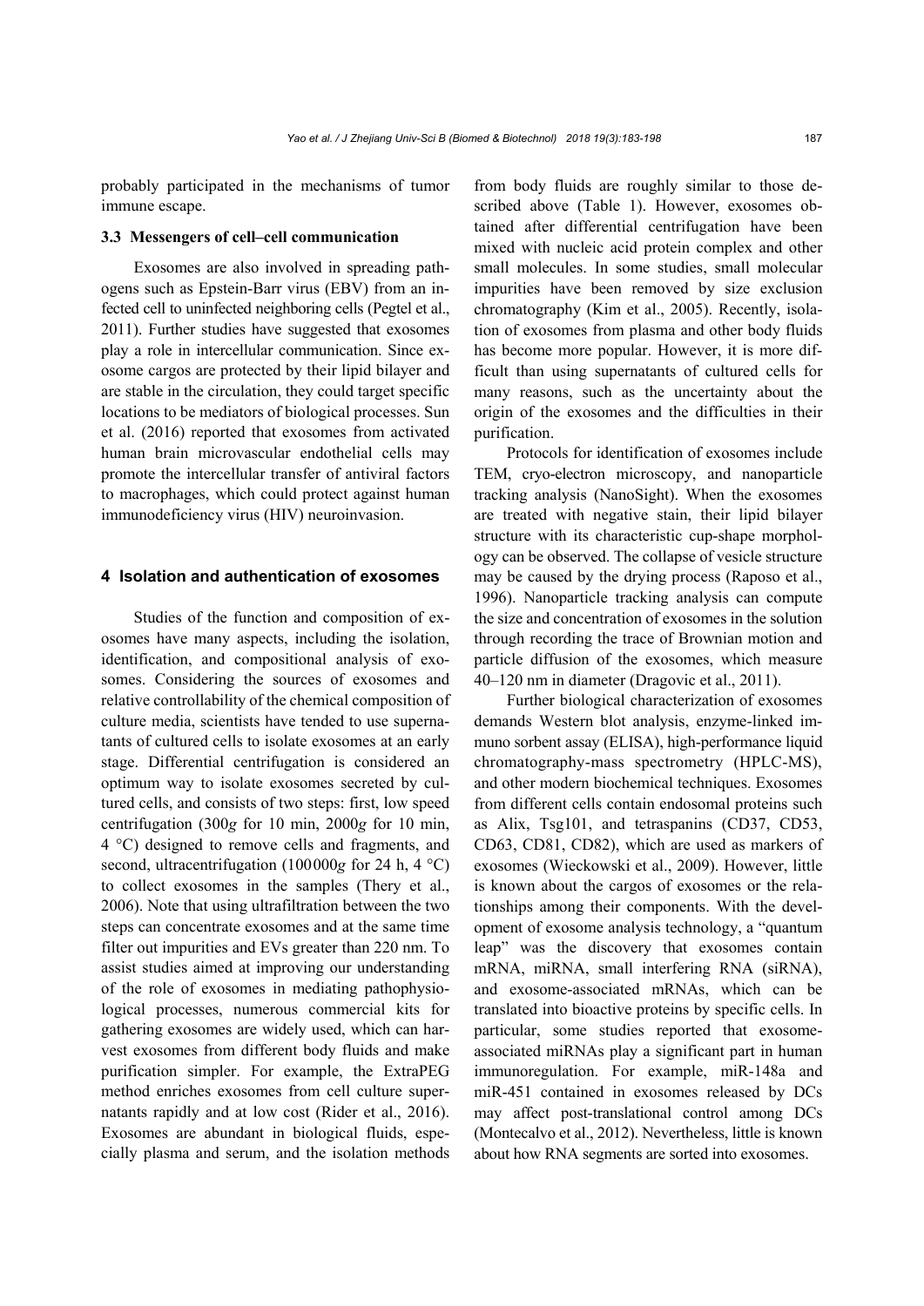probably participated in the mechanisms of tumor immune escape.

### 3.3 Messengers of cell–cell communication

Exosomes are also involved in spreading pathogens such as Epstein-Barr virus (EBV) from an infected cell to uninfected neighboring cells (Pegtel et al., 2011). Further studies have suggested that exosomes play a role in intercellular communication. Since exosome cargos are protected by their lipid bilayer and are stable in the circulation, they could target specific locations to be mediators of biological processes. Sun et al. (2016) reported that exosomes from activated human brain microvascular endothelial cells may promote the intercellular transfer of antiviral factors to macrophages, which could protect against human immunodeficiency virus (HIV) neuroinvasion.

## 4 Isolation and authentication of exosomes

Studies of the function and composition of exosomes have many aspects, including the isolation, identification, and compositional analysis of exosomes. Considering the sources of exosomes and relative controllability of the chemical composition of culture media, scientists have tended to use supernatants of cultured cells to isolate exosomes at an early stage. Differential centrifugation is considered an optimum way to isolate exosomes secreted by cultured cells, and consists of two steps: first, low speed centrifugation (300*g* for 10 min, 2000*g* for 10 min, 4 °C) designed to remove cells and fragments, and second, ultracentrifugation (100000*g* for 24 h, 4 °C) to collect exosomes in the samples (Thery et al., 2006). Note that using ultrafiltration between the two steps can concentrate exosomes and at the same time filter out impurities and EVs greater than 220 nm. To assist studies aimed at improving our understanding of the role of exosomes in mediating pathophysiological processes, numerous commercial kits for gathering exosomes are widely used, which can harvest exosomes from different body fluids and make purification simpler. For example, the ExtraPEG method enriches exosomes from cell culture supernatants rapidly and at low cost (Rider et al., 2016). Exosomes are abundant in biological fluids, especially plasma and serum, and the isolation methods from body fluids are roughly similar to those described above (Table 1). However, exosomes obtained after differential centrifugation have been mixed with nucleic acid protein complex and other small molecules. In some studies, small molecular impurities have been removed by size exclusion chromatography (Kim et al., 2005). Recently, isolation of exosomes from plasma and other body fluids has become more popular. However, it is more difficult than using supernatants of cultured cells for many reasons, such as the uncertainty about the origin of the exosomes and the difficulties in their purification.

Protocols for identification of exosomes include TEM, cryo-electron microscopy, and nanoparticle tracking analysis (NanoSight). When the exosomes are treated with negative stain, their lipid bilayer structure with its characteristic cup-shape morphology can be observed. The collapse of vesicle structure may be caused by the drying process (Raposo et al., 1996). Nanoparticle tracking analysis can compute the size and concentration of exosomes in the solution through recording the trace of Brownian motion and particle diffusion of the exosomes, which measure 40–120 nm in diameter (Dragovic et al., 2011).

Further biological characterization of exosomes demands Western blot analysis, enzyme-linked immuno sorbent assay (ELISA), high-performance liquid chromatography-mass spectrometry (HPLC-MS), and other modern biochemical techniques. Exosomes from different cells contain endosomal proteins such as Alix, Tsg101, and tetraspanins (CD37, CD53, CD63, CD81, CD82), which are used as markers of exosomes (Wieckowski et al., 2009). However, little is known about the cargos of exosomes or the relationships among their components. With the development of exosome analysis technology, a "quantum leap" was the discovery that exosomes contain mRNA, miRNA, small interfering RNA (siRNA), and exosome-associated mRNAs, which can be translated into bioactive proteins by specific cells. In particular, some studies reported that exosome-associated miRNAs play a significant part in human immunoregulation. For example, miR-148a and miR-451 contained in exosomes released by DCs may affect post-translational control among DCs (Montecalvo et al., 2012). Nevertheless, little is known about how RNA segments are sorted into exosomes.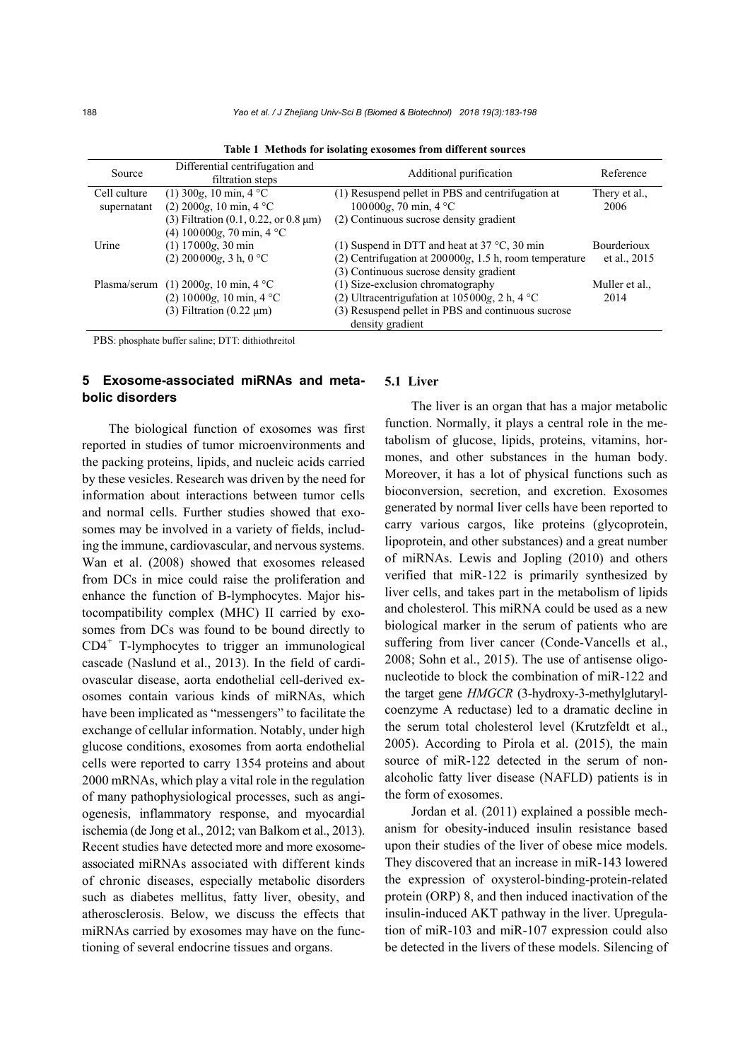**Table 1 Methods for isolating exosomes from different sources**

| Source | Differential centrifugation and filtration steps | Additional purification | Reference |
|---|---|---|---|
| Cell culture supernatant | (1) 300$g$, 10 min, 4 °C<br>(2) 2000$g$, 10 min, 4 °C<br>(3) Filtration (0.1, 0.22, or 0.8 μm)<br>(4) 100000$g$, 70 min, 4 °C | (1) Resuspend pellet in PBS and centrifugation at 100000$g$, 70 min, 4 °C<br>(2) Continuous sucrose density gradient | Thery et al., 2006 |
| Urine | (1) 17000$g$, 30 min<br>(2) 200000$g$, 3 h, 0 °C | (1) Suspend in DTT and heat at 37 °C, 30 min<br>(2) Centrifugation at 200000$g$, 1.5 h, room temperature<br>(3) Continuous sucrose density gradient | Bourderioux et al., 2015 |
| Plasma/serum | (1) 2000$g$, 10 min, 4 °C<br>(2) 10000$g$, 10 min, 4 °C<br>(3) Filtration (0.22 μm) | (1) Size-exclusion chromatography<br>(2) Ultracentrigufation at 105000$g$, 2 h, 4 °C<br>(3) Resuspend pellet in PBS and continuous sucrose density gradient | Muller et al., 2014 |

PBS: phosphate buffer saline; DTT: dithiothreitol

## 5 Exosome-associated miRNAs and metabolic disorders

The biological function of exosomes was first reported in studies of tumor microenvironments and the packing proteins, lipids, and nucleic acids carried by these vesicles. Research was driven by the need for information about interactions between tumor cells and normal cells. Further studies showed that exosomes may be involved in a variety of fields, including the immune, cardiovascular, and nervous systems. Wan et al. (2008) showed that exosomes released from DCs in mice could raise the proliferation and enhance the function of B-lymphocytes. Major histocompatibility complex (MHC) II carried by exosomes from DCs was found to be bound directly to $CD4^+$ T-lymphocytes to trigger an immunological cascade (Naslund et al., 2013). In the field of cardiovascular disease, aorta endothelial cell-derived exosomes contain various kinds of miRNAs, which have been implicated as "messengers" to facilitate the exchange of cellular information. Notably, under high glucose conditions, exosomes from aorta endothelial cells were reported to carry 1354 proteins and about 2000 mRNAs, which play a vital role in the regulation of many pathophysiological processes, such as angiogenesis, inflammatory response, and myocardial ischemia (de Jong et al., 2012; van Balkom et al., 2013). Recent studies have detected more and more exosome-associated miRNAs associated with different kinds of chronic diseases, especially metabolic disorders such as diabetes mellitus, fatty liver, obesity, and atherosclerosis. Below, we discuss the effects that miRNAs carried by exosomes may have on the functioning of several endocrine tissues and organs.

### 5.1 Liver

The liver is an organ that has a major metabolic function. Normally, it plays a central role in the metabolism of glucose, lipids, proteins, vitamins, hormones, and other substances in the human body. Moreover, it has a lot of physical functions such as bioconversion, secretion, and excretion. Exosomes generated by normal liver cells have been reported to carry various cargos, like proteins (glycoprotein, lipoprotein, and other substances) and a great number of miRNAs. Lewis and Jopling (2010) and others verified that miR-122 is primarily synthesized by liver cells, and takes part in the metabolism of lipids and cholesterol. This miRNA could be used as a new biological marker in the serum of patients who are suffering from liver cancer (Conde-Vancells et al., 2008; Sohn et al., 2015). The use of antisense oligonucleotide to block the combination of miR-122 and the target gene *HMGCR* (3-hydroxy-3-methylglutaryl-coenzyme A reductase) led to a dramatic decline in the serum total cholesterol level (Krutzfeldt et al., 2005). According to Pirola et al. (2015), the main source of miR-122 detected in the serum of non-alcoholic fatty liver disease (NAFLD) patients is in the form of exosomes.

Jordan et al. (2011) explained a possible mechanism for obesity-induced insulin resistance based upon their studies of the liver of obese mice models. They discovered that an increase in miR-143 lowered the expression of oxysterol-binding-protein-related protein (ORP) 8, and then induced inactivation of the insulin-induced AKT pathway in the liver. Upregulation of miR-103 and miR-107 expression could also be detected in the livers of these models. Silencing of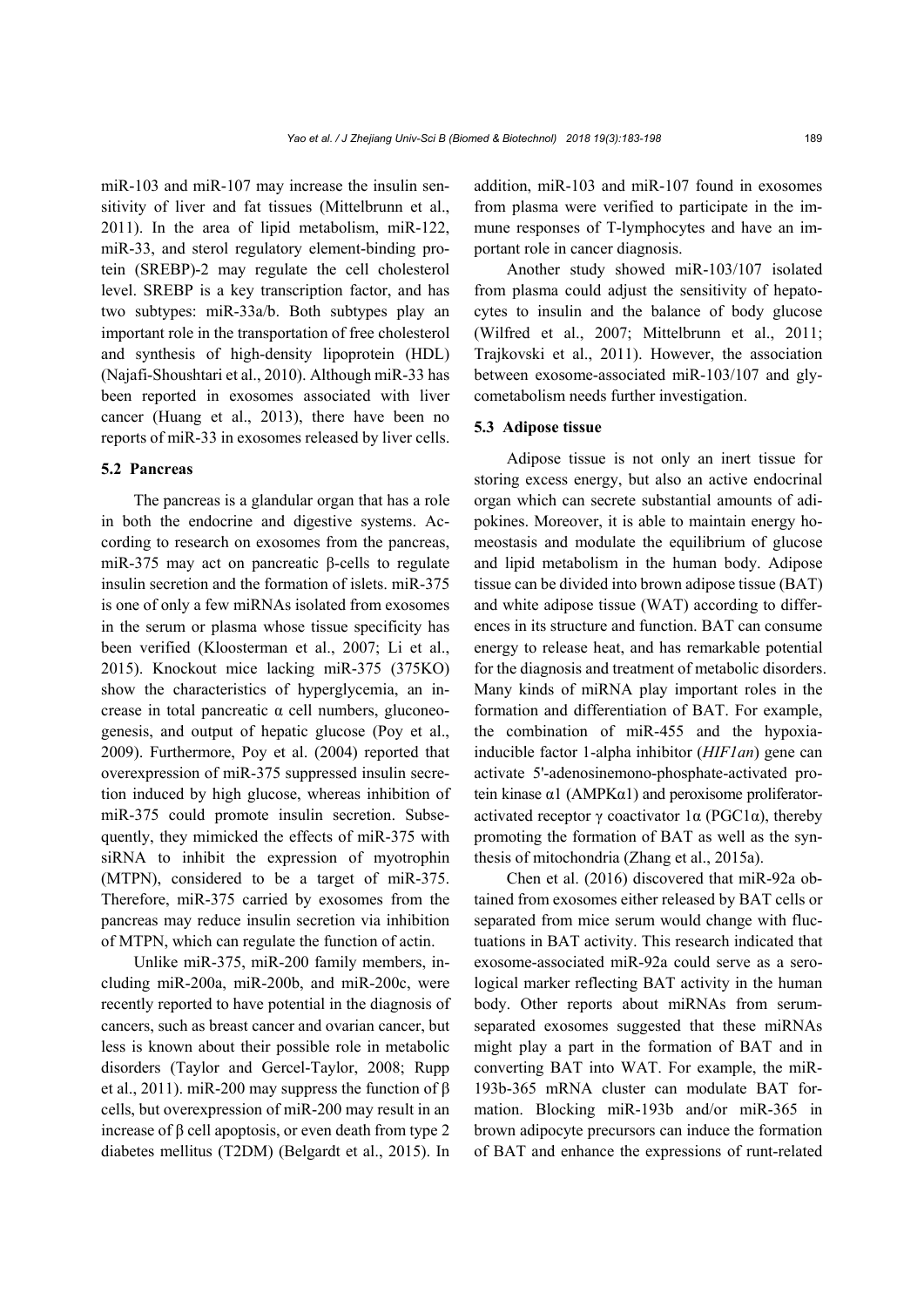miR-103 and miR-107 may increase the insulin sensitivity of liver and fat tissues (Mittelbrunn et al., 2011). In the area of lipid metabolism, miR-122, miR-33, and sterol regulatory element-binding protein (SREBP)-2 may regulate the cell cholesterol level. SREBP is a key transcription factor, and has two subtypes: miR-33a/b. Both subtypes play an important role in the transportation of free cholesterol and synthesis of high-density lipoprotein (HDL) (Najafi-Shoushtari et al., 2010). Although miR-33 has been reported in exosomes associated with liver cancer (Huang et al., 2013), there have been no reports of miR-33 in exosomes released by liver cells.

### 5.2 Pancreas

The pancreas is a glandular organ that has a role in both the endocrine and digestive systems. According to research on exosomes from the pancreas, miR-375 may act on pancreatic β-cells to regulate insulin secretion and the formation of islets. miR-375 is one of only a few miRNAs isolated from exosomes in the serum or plasma whose tissue specificity has been verified (Kloosterman et al., 2007; Li et al., 2015). Knockout mice lacking miR-375 (375KO) show the characteristics of hyperglycemia, an increase in total pancreatic α cell numbers, gluconeogenesis, and output of hepatic glucose (Poy et al., 2009). Furthermore, Poy et al. (2004) reported that overexpression of miR-375 suppressed insulin secretion induced by high glucose, whereas inhibition of miR-375 could promote insulin secretion. Subsequently, they mimicked the effects of miR-375 with siRNA to inhibit the expression of myotrophin (MTPN), considered to be a target of miR-375. Therefore, miR-375 carried by exosomes from the pancreas may reduce insulin secretion via inhibition of MTPN, which can regulate the function of actin.

Unlike miR-375, miR-200 family members, including miR-200a, miR-200b, and miR-200c, were recently reported to have potential in the diagnosis of cancers, such as breast cancer and ovarian cancer, but less is known about their possible role in metabolic disorders (Taylor and Gercel-Taylor, 2008; Rupp et al., 2011). miR-200 may suppress the function of β cells, but overexpression of miR-200 may result in an increase of β cell apoptosis, or even death from type 2 diabetes mellitus (T2DM) (Belgardt et al., 2015). In addition, miR-103 and miR-107 found in exosomes from plasma were verified to participate in the immune responses of T-lymphocytes and have an important role in cancer diagnosis.

Another study showed miR-103/107 isolated from plasma could adjust the sensitivity of hepatocytes to insulin and the balance of body glucose (Wilfred et al., 2007; Mittelbrunn et al., 2011; Trajkovski et al., 2011). However, the association between exosome-associated miR-103/107 and glycometabolism needs further investigation.

### 5.3 Adipose tissue

Adipose tissue is not only an inert tissue for storing excess energy, but also an active endocrinal organ which can secrete substantial amounts of adipokines. Moreover, it is able to maintain energy homeostasis and modulate the equilibrium of glucose and lipid metabolism in the human body. Adipose tissue can be divided into brown adipose tissue (BAT) and white adipose tissue (WAT) according to differences in its structure and function. BAT can consume energy to release heat, and has remarkable potential for the diagnosis and treatment of metabolic disorders. Many kinds of miRNA play important roles in the formation and differentiation of BAT. For example, the combination of miR-455 and the hypoxia-inducible factor 1-alpha inhibitor (*HIF1an*) gene can activate 5'-adenosinemono-phosphate-activated protein kinase α1 (AMPKα1) and peroxisome proliferator-activated receptor γ coactivator 1α (PGC1α), thereby promoting the formation of BAT as well as the synthesis of mitochondria (Zhang et al., 2015a).

Chen et al. (2016) discovered that miR-92a obtained from exosomes either released by BAT cells or separated from mice serum would change with fluctuations in BAT activity. This research indicated that exosome-associated miR-92a could serve as a serological marker reflecting BAT activity in the human body. Other reports about miRNAs from serum-separated exosomes suggested that these miRNAs might play a part in the formation of BAT and in converting BAT into WAT. For example, the miR-193b-365 mRNA cluster can modulate BAT formation. Blocking miR-193b and/or miR-365 in brown adipocyte precursors can induce the formation of BAT and enhance the expressions of runt-related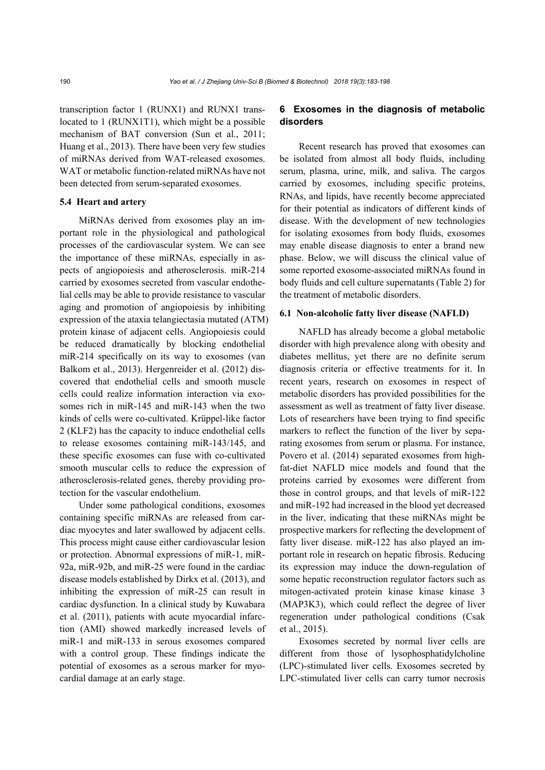transcription factor 1 (RUNX1) and RUNX1 translocated to 1 (RUNX1T1), which might be a possible mechanism of BAT conversion (Sun et al., 2011; Huang et al., 2013). There have been very few studies of miRNAs derived from WAT-released exosomes. WAT or metabolic function-related miRNAs have not been detected from serum-separated exosomes.

### 5.4 Heart and artery

MiRNAs derived from exosomes play an important role in the physiological and pathological processes of the cardiovascular system. We can see the importance of these miRNAs, especially in aspects of angiopoiesis and atherosclerosis. miR-214 carried by exosomes secreted from vascular endothelial cells may be able to provide resistance to vascular aging and promotion of angiopoiesis by inhibiting expression of the ataxia telangiectasia mutated (ATM) protein kinase of adjacent cells. Angiopoiesis could be reduced dramatically by blocking endothelial miR-214 specifically on its way to exosomes (van Balkom et al., 2013). Hergenreider et al. (2012) discovered that endothelial cells and smooth muscle cells could realize information interaction via exosomes rich in miR-145 and miR-143 when the two kinds of cells were co-cultivated. Krüppel-like factor 2 (KLF2) has the capacity to induce endothelial cells to release exosomes containing miR-143/145, and these specific exosomes can fuse with co-cultivated smooth muscular cells to reduce the expression of atherosclerosis-related genes, thereby providing protection for the vascular endothelium.

Under some pathological conditions, exosomes containing specific miRNAs are released from cardiac myocytes and later swallowed by adjacent cells. This process might cause either cardiovascular lesion or protection. Abnormal expressions of miR-1, miR-92a, miR-92b, and miR-25 were found in the cardiac disease models established by Dirkx et al. (2013), and inhibiting the expression of miR-25 can result in cardiac dysfunction. In a clinical study by Kuwabara et al. (2011), patients with acute myocardial infarction (AMI) showed markedly increased levels of miR-1 and miR-133 in serous exosomes compared with a control group. These findings indicate the potential of exosomes as a serous marker for myocardial damage at an early stage.

## 6 Exosomes in the diagnosis of metabolic disorders

Recent research has proved that exosomes can be isolated from almost all body fluids, including serum, plasma, urine, milk, and saliva. The cargos carried by exosomes, including specific proteins, RNAs, and lipids, have recently become appreciated for their potential as indicators of different kinds of disease. With the development of new technologies for isolating exosomes from body fluids, exosomes may enable disease diagnosis to enter a brand new phase. Below, we will discuss the clinical value of some reported exosome-associated miRNAs found in body fluids and cell culture supernatants (Table 2) for the treatment of metabolic disorders.

### 6.1 Non-alcoholic fatty liver disease (NAFLD)

NAFLD has already become a global metabolic disorder with high prevalence along with obesity and diabetes mellitus, yet there are no definite serum diagnosis criteria or effective treatments for it. In recent years, research on exosomes in respect of metabolic disorders has provided possibilities for the assessment as well as treatment of fatty liver disease. Lots of researchers have been trying to find specific markers to reflect the function of the liver by separating exosomes from serum or plasma. For instance, Povero et al. (2014) separated exosomes from high-fat-diet NAFLD mice models and found that the proteins carried by exosomes were different from those in control groups, and that levels of miR-122 and miR-192 had increased in the blood yet decreased in the liver, indicating that these miRNAs might be prospective markers for reflecting the development of fatty liver disease. miR-122 has also played an important role in research on hepatic fibrosis. Reducing its expression may induce the down-regulation of some hepatic reconstruction regulator factors such as mitogen-activated protein kinase kinase kinase 3 (MAP3K3), which could reflect the degree of liver regeneration under pathological conditions (Csak et al., 2015).

Exosomes secreted by normal liver cells are different from those of lysophosphatidylcholine (LPC)-stimulated liver cells. Exosomes secreted by LPC-stimulated liver cells can carry tumor necrosis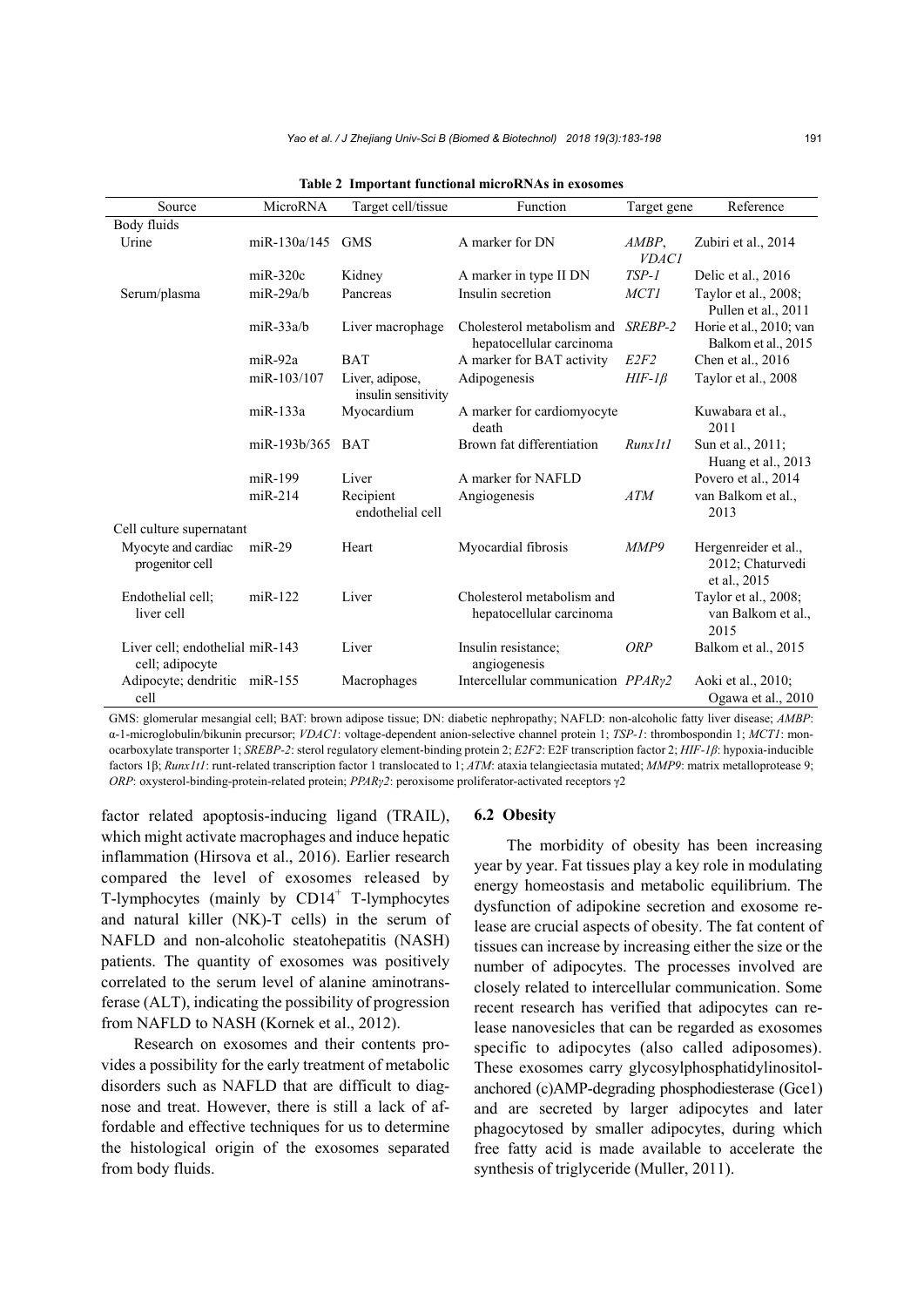**Table 2 Important functional microRNAs in exosomes**

| Source | MicroRNA | Target cell/tissue | Function | Target gene | Reference |
|---|---|---|---|---|---|
| Body fluids | | | | | |
| Urine | miR-130a/145 | GMS | A marker for DN | *AMBP*, *VDAC1* | Zubiri et al., 2014 |
| | miR-320c | Kidney | A marker in type II DN | *TSP-1* | Delic et al., 2016 |
| Serum/plasma | miR-29a/b | Pancreas | Insulin secretion | *MCT1* | Taylor et al., 2008; Pullen et al., 2011 |
| | miR-33a/b | Liver macrophage | Cholesterol metabolism and hepatocellular carcinoma | *SREBP-2* | Horie et al., 2010; van Balkom et al., 2015 |
| | miR-92a | BAT | A marker for BAT activity | *E2F2* | Chen et al., 2016 |
| | miR-103/107 | Liver, adipose, insulin sensitivity | Adipogenesis | *HIF-1β* | Taylor et al., 2008 |
| | miR-133a | Myocardium | A marker for cardiomyocyte death | | Kuwabara et al., 2011 |
| | miR-193b/365 | BAT | Brown fat differentiation | *Runx1t1* | Sun et al., 2011; Huang et al., 2013 |
| | miR-199 | Liver | A marker for NAFLD | | Povero et al., 2014 |
| | miR-214 | Recipient endothelial cell | Angiogenesis | *ATM* | van Balkom et al., 2013 |
| Cell culture supernatant | | | | | |
| Myocyte and cardiac progenitor cell | miR-29 | Heart | Myocardial fibrosis | *MMP9* | Hergenreider et al., 2012; Chaturvedi et al., 2015 |
| Endothelial cell; liver cell | miR-122 | Liver | Cholesterol metabolism and hepatocellular carcinoma | | Taylor et al., 2008; van Balkom et al., 2015 |
| Liver cell; endothelial cell; adipocyte | miR-143 | Liver | Insulin resistance; angiogenesis | *ORP* | Balkom et al., 2015 |
| Adipocyte; dendritic cell | miR-155 | Macrophages | Intercellular communication | *PPARγ2* | Aoki et al., 2010; Ogawa et al., 2010 |

GMS: glomerular mesangial cell; BAT: brown adipose tissue; DN: diabetic nephropathy; NAFLD: non-alcoholic fatty liver disease; *AMBP*: α-1-microglobulin/bikunin precursor; *VDAC1*: voltage-dependent anion-selective channel protein 1; *TSP-1*: thrombospondin 1; *MCT1*: monocarboxylate transporter 1; *SREBP-2*: sterol regulatory element-binding protein 2; *E2F2*: E2F transcription factor 2; *HIF-1β*: hypoxia-inducible factors 1β; *Runx1t1*: runt-related transcription factor 1 translocated to 1; *ATM*: ataxia telangiectasia mutated; *MMP9*: matrix metalloprotease 9; *ORP*: oxysterol-binding-protein-related protein; *PPARγ2*: peroxisome proliferator-activated receptors γ2

factor related apoptosis-inducing ligand (TRAIL), which might activate macrophages and induce hepatic inflammation (Hirsova et al., 2016). Earlier research compared the level of exosomes released by T-lymphocytes (mainly by $CD14^+$ T-lymphocytes and natural killer (NK)-T cells) in the serum of NAFLD and non-alcoholic steatohepatitis (NASH) patients. The quantity of exosomes was positively correlated to the serum level of alanine aminotransferase (ALT), indicating the possibility of progression from NAFLD to NASH (Kornek et al., 2012).

Research on exosomes and their contents provides a possibility for the early treatment of metabolic disorders such as NAFLD that are difficult to diagnose and treat. However, there is still a lack of affordable and effective techniques for us to determine the histological origin of the exosomes separated from body fluids.

### 6.2 Obesity

The morbidity of obesity has been increasing year by year. Fat tissues play a key role in modulating energy homeostasis and metabolic equilibrium. The dysfunction of adipokine secretion and exosome release are crucial aspects of obesity. The fat content of tissues can increase by increasing either the size or the number of adipocytes. The processes involved are closely related to intercellular communication. Some recent research has verified that adipocytes can release nanovesicles that can be regarded as exosomes specific to adipocytes (also called adiposomes). These exosomes carry glycosylphosphatidylinositol-anchored (c)AMP-degrading phosphodiesterase (Gce1) and are secreted by larger adipocytes and later phagocytosed by smaller adipocytes, during which free fatty acid is made available to accelerate the synthesis of triglyceride (Muller, 2011).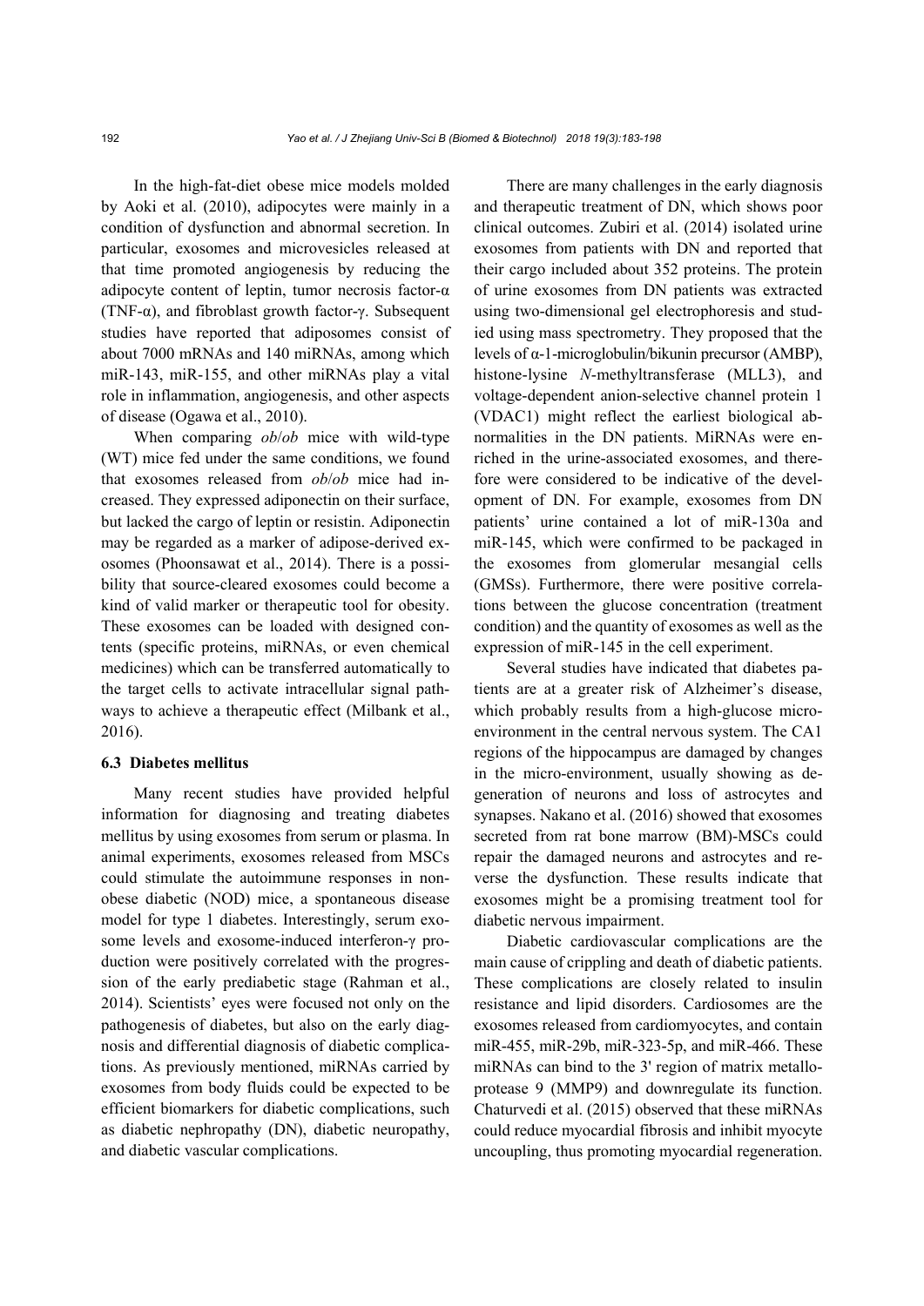In the high-fat-diet obese mice models molded by Aoki et al. (2010), adipocytes were mainly in a condition of dysfunction and abnormal secretion. In particular, exosomes and microvesicles released at that time promoted angiogenesis by reducing the adipocyte content of leptin, tumor necrosis factor-α (TNF-α), and fibroblast growth factor-γ. Subsequent studies have reported that adiposomes consist of about 7000 mRNAs and 140 miRNAs, among which miR-143, miR-155, and other miRNAs play a vital role in inflammation, angiogenesis, and other aspects of disease (Ogawa et al., 2010).

When comparing *ob*/*ob* mice with wild-type (WT) mice fed under the same conditions, we found that exosomes released from *ob*/*ob* mice had increased. They expressed adiponectin on their surface, but lacked the cargo of leptin or resistin. Adiponectin may be regarded as a marker of adipose-derived exosomes (Phoonsawat et al., 2014). There is a possibility that source-cleared exosomes could become a kind of valid marker or therapeutic tool for obesity. These exosomes can be loaded with designed contents (specific proteins, miRNAs, or even chemical medicines) which can be transferred automatically to the target cells to activate intracellular signal pathways to achieve a therapeutic effect (Milbank et al., 2016).

### 6.3 Diabetes mellitus

Many recent studies have provided helpful information for diagnosing and treating diabetes mellitus by using exosomes from serum or plasma. In animal experiments, exosomes released from MSCs could stimulate the autoimmune responses in non-obese diabetic (NOD) mice, a spontaneous disease model for type 1 diabetes. Interestingly, serum exosome levels and exosome-induced interferon-γ production were positively correlated with the progression of the early prediabetic stage (Rahman et al., 2014). Scientists' eyes were focused not only on the pathogenesis of diabetes, but also on the early diagnosis and differential diagnosis of diabetic complications. As previously mentioned, miRNAs carried by exosomes from body fluids could be expected to be efficient biomarkers for diabetic complications, such as diabetic nephropathy (DN), diabetic neuropathy, and diabetic vascular complications.

There are many challenges in the early diagnosis and therapeutic treatment of DN, which shows poor clinical outcomes. Zubiri et al. (2014) isolated urine exosomes from patients with DN and reported that their cargo included about 352 proteins. The protein of urine exosomes from DN patients was extracted using two-dimensional gel electrophoresis and studied using mass spectrometry. They proposed that the levels of α-1-microglobulin/bikunin precursor (AMBP), histone-lysine *N*-methyltransferase (MLL3), and voltage-dependent anion-selective channel protein 1 (VDAC1) might reflect the earliest biological abnormalities in the DN patients. MiRNAs were enriched in the urine-associated exosomes, and therefore were considered to be indicative of the development of DN. For example, exosomes from DN patients' urine contained a lot of miR-130a and miR-145, which were confirmed to be packaged in the exosomes from glomerular mesangial cells (GMSs). Furthermore, there were positive correlations between the glucose concentration (treatment condition) and the quantity of exosomes as well as the expression of miR-145 in the cell experiment.

Several studies have indicated that diabetes patients are at a greater risk of Alzheimer's disease, which probably results from a high-glucose micro-environment in the central nervous system. The CA1 regions of the hippocampus are damaged by changes in the micro-environment, usually showing as degeneration of neurons and loss of astrocytes and synapses. Nakano et al. (2016) showed that exosomes secreted from rat bone marrow (BM)-MSCs could repair the damaged neurons and astrocytes and reverse the dysfunction. These results indicate that exosomes might be a promising treatment tool for diabetic nervous impairment.

Diabetic cardiovascular complications are the main cause of crippling and death of diabetic patients. These complications are closely related to insulin resistance and lipid disorders. Cardiosomes are the exosomes released from cardiomyocytes, and contain miR-455, miR-29b, miR-323-5p, and miR-466. These miRNAs can bind to the 3' region of matrix metalloprotease 9 (MMP9) and downregulate its function. Chaturvedi et al. (2015) observed that these miRNAs could reduce myocardial fibrosis and inhibit myocyte uncoupling, thus promoting myocardial regeneration.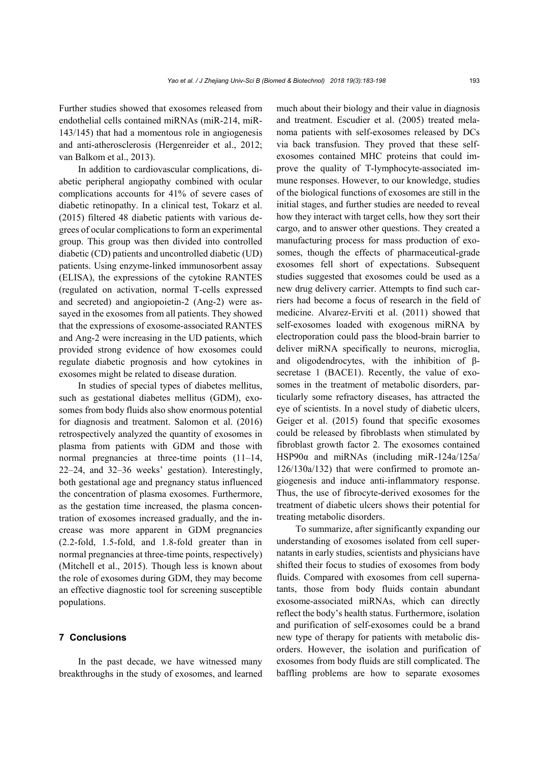Further studies showed that exosomes released from endothelial cells contained miRNAs (miR-214, miR-143/145) that had a momentous role in angiogenesis and anti-atherosclerosis (Hergenreider et al., 2012; van Balkom et al., 2013).

In addition to cardiovascular complications, diabetic peripheral angiopathy combined with ocular complications accounts for 41% of severe cases of diabetic retinopathy. In a clinical test, Tokarz et al. (2015) filtered 48 diabetic patients with various degrees of ocular complications to form an experimental group. This group was then divided into controlled diabetic (CD) patients and uncontrolled diabetic (UD) patients. Using enzyme-linked immunosorbent assay (ELISA), the expressions of the cytokine RANTES (regulated on activation, normal T-cells expressed and secreted) and angiopoietin-2 (Ang-2) were assayed in the exosomes from all patients. They showed that the expressions of exosome-associated RANTES and Ang-2 were increasing in the UD patients, which provided strong evidence of how exosomes could regulate diabetic prognosis and how cytokines in exosomes might be related to disease duration.

In studies of special types of diabetes mellitus, such as gestational diabetes mellitus (GDM), exosomes from body fluids also show enormous potential for diagnosis and treatment. Salomon et al. (2016) retrospectively analyzed the quantity of exosomes in plasma from patients with GDM and those with normal pregnancies at three-time points (11–14, 22–24, and 32–36 weeks' gestation). Interestingly, both gestational age and pregnancy status influenced the concentration of plasma exosomes. Furthermore, as the gestation time increased, the plasma concentration of exosomes increased gradually, and the increase was more apparent in GDM pregnancies (2.2-fold, 1.5-fold, and 1.8-fold greater than in normal pregnancies at three-time points, respectively) (Mitchell et al., 2015). Though less is known about the role of exosomes during GDM, they may become an effective diagnostic tool for screening susceptible populations.

## 7 Conclusions

In the past decade, we have witnessed many breakthroughs in the study of exosomes, and learned much about their biology and their value in diagnosis and treatment. Escudier et al. (2005) treated melanoma patients with self-exosomes released by DCs via back transfusion. They proved that these self-exosomes contained MHC proteins that could improve the quality of T-lymphocyte-associated immune responses. However, to our knowledge, studies of the biological functions of exosomes are still in the initial stages, and further studies are needed to reveal how they interact with target cells, how they sort their cargo, and to answer other questions. They created a manufacturing process for mass production of exosomes, though the effects of pharmaceutical-grade exosomes fell short of expectations. Subsequent studies suggested that exosomes could be used as a new drug delivery carrier. Attempts to find such carriers had become a focus of research in the field of medicine. Alvarez-Erviti et al. (2011) showed that self-exosomes loaded with exogenous miRNA by electroporation could pass the blood-brain barrier to deliver miRNA specifically to neurons, microglia, and oligodendrocytes, with the inhibition of β-secretase 1 (BACE1). Recently, the value of exosomes in the treatment of metabolic disorders, particularly some refractory diseases, has attracted the eye of scientists. In a novel study of diabetic ulcers, Geiger et al. (2015) found that specific exosomes could be released by fibroblasts when stimulated by fibroblast growth factor 2. The exosomes contained HSP90α and miRNAs (including miR-124a/125a/126/130a/132) that were confirmed to promote angiogenesis and induce anti-inflammatory response. Thus, the use of fibrocyte-derived exosomes for the treatment of diabetic ulcers shows their potential for treating metabolic disorders.

To summarize, after significantly expanding our understanding of exosomes isolated from cell supernatants in early studies, scientists and physicians have shifted their focus to studies of exosomes from body fluids. Compared with exosomes from cell supernatants, those from body fluids contain abundant exosome-associated miRNAs, which can directly reflect the body's health status. Furthermore, isolation and purification of self-exosomes could be a brand new type of therapy for patients with metabolic disorders. However, the isolation and purification of exosomes from body fluids are still complicated. The baffling problems are how to separate exosomes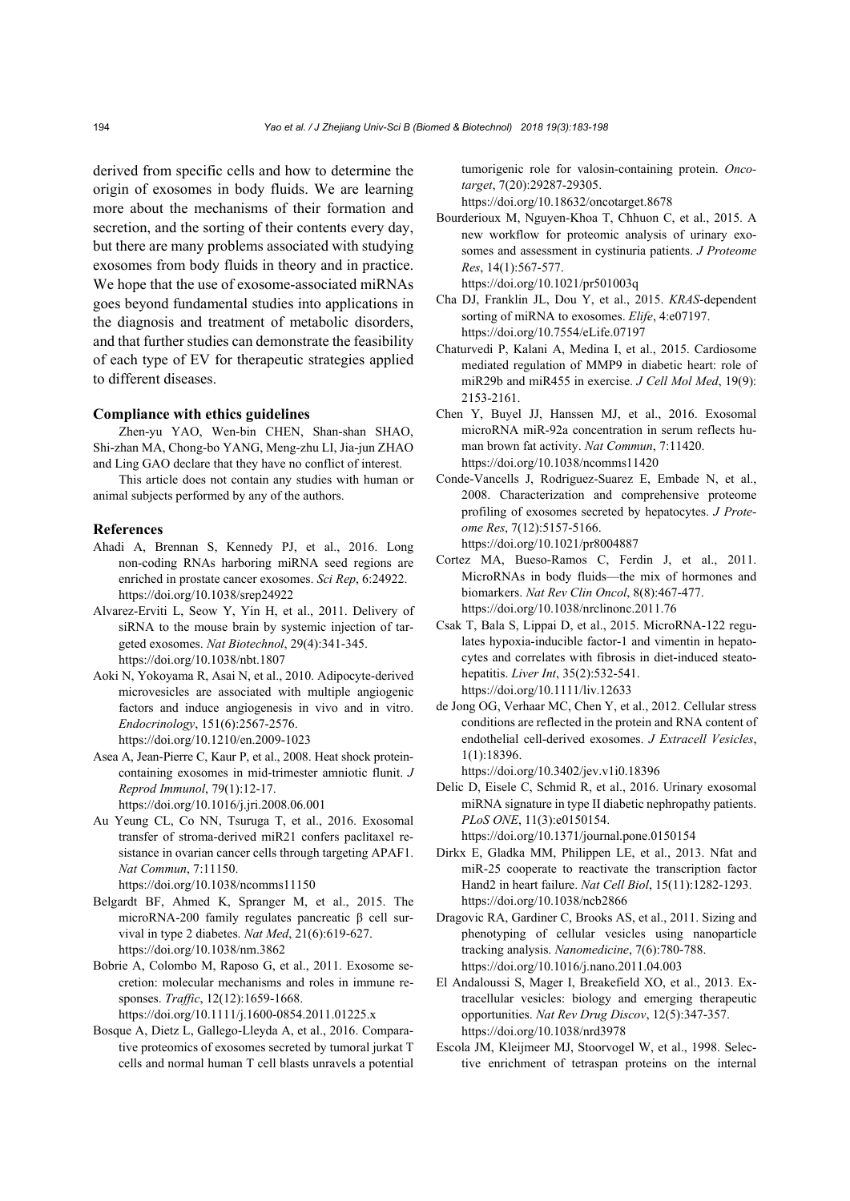derived from specific cells and how to determine the origin of exosomes in body fluids. We are learning more about the mechanisms of their formation and secretion, and the sorting of their contents every day, but there are many problems associated with studying exosomes from body fluids in theory and in practice. We hope that the use of exosome-associated miRNAs goes beyond fundamental studies into applications in the diagnosis and treatment of metabolic disorders, and that further studies can demonstrate the feasibility of each type of EV for therapeutic strategies applied to different diseases.

### Compliance with ethics guidelines

Zhen-yu YAO, Wen-bin CHEN, Shan-shan SHAO, Shi-zhan MA, Chong-bo YANG, Meng-zhu LI, Jia-jun ZHAO and Ling GAO declare that they have no conflict of interest.

This article does not contain any studies with human or animal subjects performed by any of the authors.

### References

Ahadi A, Brennan S, Kennedy PJ, et al., 2016. Long non-coding RNAs harboring miRNA seed regions are enriched in prostate cancer exosomes. *Sci Rep*, 6:24922. https://doi.org/10.1038/srep24922

Alvarez-Erviti L, Seow Y, Yin H, et al., 2011. Delivery of siRNA to the mouse brain by systemic injection of targeted exosomes. *Nat Biotechnol*, 29(4):341-345. https://doi.org/10.1038/nbt.1807

Aoki N, Yokoyama R, Asai N, et al., 2010. Adipocyte-derived microvesicles are associated with multiple angiogenic factors and induce angiogenesis in vivo and in vitro. *Endocrinology*, 151(6):2567-2576. https://doi.org/10.1210/en.2009-1023

Asea A, Jean-Pierre C, Kaur P, et al., 2008. Heat shock protein-containing exosomes in mid-trimester amniotic flunit. *J Reprod Immunol*, 79(1):12-17. https://doi.org/10.1016/j.jri.2008.06.001

Au Yeung CL, Co NN, Tsuruga T, et al., 2016. Exosomal transfer of stroma-derived miR21 confers paclitaxel resistance in ovarian cancer cells through targeting APAF1. *Nat Commun*, 7:11150. https://doi.org/10.1038/ncomms11150

Belgardt BF, Ahmed K, Spranger M, et al., 2015. The microRNA-200 family regulates pancreatic β cell survival in type 2 diabetes. *Nat Med*, 21(6):619-627. https://doi.org/10.1038/nm.3862

Bobrie A, Colombo M, Raposo G, et al., 2011. Exosome secretion: molecular mechanisms and roles in immune responses. *Traffic*, 12(12):1659-1668. https://doi.org/10.1111/j.1600-0854.2011.01225.x

Bosque A, Dietz L, Gallego-Lleyda A, et al., 2016. Comparative proteomics of exosomes secreted by tumoral jurkat T cells and normal human T cell blasts unravels a potential tumorigenic role for valosin-containing protein. *Oncotarget*, 7(20):29287-29305. https://doi.org/10.18632/oncotarget.8678

Bourderioux M, Nguyen-Khoa T, Chhuon C, et al., 2015. A new workflow for proteomic analysis of urinary exosomes and assessment in cystinuria patients. *J Proteome Res*, 14(1):567-577. https://doi.org/10.1021/pr501003q

Cha DJ, Franklin JL, Dou Y, et al., 2015. *KRAS*-dependent sorting of miRNA to exosomes. *Elife*, 4:e07197. https://doi.org/10.7554/eLife.07197

Chaturvedi P, Kalani A, Medina I, et al., 2015. Cardiosome mediated regulation of MMP9 in diabetic heart: role of miR29b and miR455 in exercise. *J Cell Mol Med*, 19(9): 2153-2161.

Chen Y, Buyel JJ, Hanssen MJ, et al., 2016. Exosomal microRNA miR-92a concentration in serum reflects human brown fat activity. *Nat Commun*, 7:11420. https://doi.org/10.1038/ncomms11420

Conde-Vancells J, Rodriguez-Suarez E, Embade N, et al., 2008. Characterization and comprehensive proteome profiling of exosomes secreted by hepatocytes. *J Proteome Res*, 7(12):5157-5166. https://doi.org/10.1021/pr8004887

Cortez MA, Bueso-Ramos C, Ferdin J, et al., 2011. MicroRNAs in body fluids—the mix of hormones and biomarkers. *Nat Rev Clin Oncol*, 8(8):467-477. https://doi.org/10.1038/nrclinonc.2011.76

Csak T, Bala S, Lippai D, et al., 2015. MicroRNA-122 regulates hypoxia-inducible factor-1 and vimentin in hepatocytes and correlates with fibrosis in diet-induced steatohepatitis. *Liver Int*, 35(2):532-541. https://doi.org/10.1111/liv.12633

de Jong OG, Verhaar MC, Chen Y, et al., 2012. Cellular stress conditions are reflected in the protein and RNA content of endothelial cell-derived exosomes. *J Extracell Vesicles*, 1(1):18396. https://doi.org/10.3402/jev.v1i0.18396

Delic D, Eisele C, Schmid R, et al., 2016. Urinary exosomal miRNA signature in type II diabetic nephropathy patients. *PLoS ONE*, 11(3):e0150154. https://doi.org/10.1371/journal.pone.0150154

Dirkx E, Gladka MM, Philippen LE, et al., 2013. Nfat and miR-25 cooperate to reactivate the transcription factor Hand2 in heart failure. *Nat Cell Biol*, 15(11):1282-1293. https://doi.org/10.1038/ncb2866

Dragovic RA, Gardiner C, Brooks AS, et al., 2011. Sizing and phenotyping of cellular vesicles using nanoparticle tracking analysis. *Nanomedicine*, 7(6):780-788. https://doi.org/10.1016/j.nano.2011.04.003

El Andaloussi S, Mager I, Breakefield XO, et al., 2013. Extracellular vesicles: biology and emerging therapeutic opportunities. *Nat Rev Drug Discov*, 12(5):347-357. https://doi.org/10.1038/nrd3978

Escola JM, Kleijmeer MJ, Stoorvogel W, et al., 1998. Selective enrichment of tetraspan proteins on the internal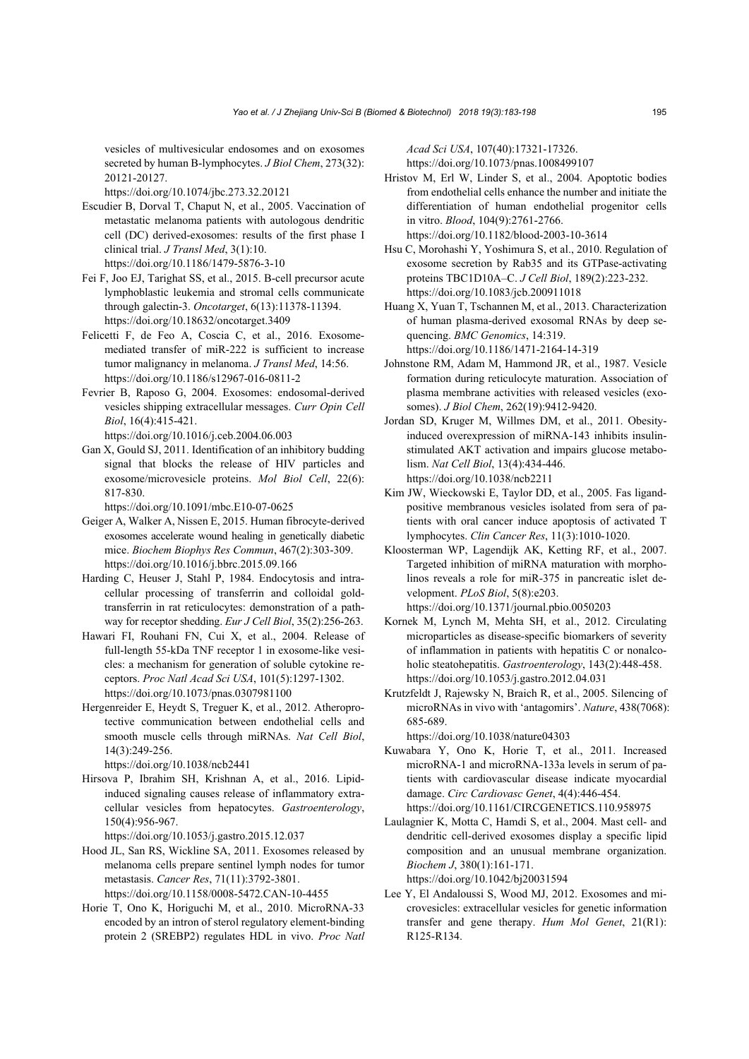vesicles of multivesicular endosomes and on exosomes secreted by human B-lymphocytes. *J Biol Chem*, 273(32): 20121-20127.
https://doi.org/10.1074/jbc.273.32.20121

Escudier B, Dorval T, Chaput N, et al., 2005. Vaccination of metastatic melanoma patients with autologous dendritic cell (DC) derived-exosomes: results of the first phase I clinical trial. *J Transl Med*, 3(1):10.
https://doi.org/10.1186/1479-5876-3-10

Fei F, Joo EJ, Tarighat SS, et al., 2015. B-cell precursor acute lymphoblastic leukemia and stromal cells communicate through galectin-3. *Oncotarget*, 6(13):11378-11394.
https://doi.org/10.18632/oncotarget.3409

Felicetti F, de Feo A, Coscia C, et al., 2016. Exosome-mediated transfer of miR-222 is sufficient to increase tumor malignancy in melanoma. *J Transl Med*, 14:56.
https://doi.org/10.1186/s12967-016-0811-2

Fevrier B, Raposo G, 2004. Exosomes: endosomal-derived vesicles shipping extracellular messages. *Curr Opin Cell Biol*, 16(4):415-421.
https://doi.org/10.1016/j.ceb.2004.06.003

Gan X, Gould SJ, 2011. Identification of an inhibitory budding signal that blocks the release of HIV particles and exosome/microvesicle proteins. *Mol Biol Cell*, 22(6): 817-830.
https://doi.org/10.1091/mbc.E10-07-0625

Geiger A, Walker A, Nissen E, 2015. Human fibrocyte-derived exosomes accelerate wound healing in genetically diabetic mice. *Biochem Biophys Res Commun*, 467(2):303-309.
https://doi.org/10.1016/j.bbrc.2015.09.166

Harding C, Heuser J, Stahl P, 1984. Endocytosis and intracellular processing of transferrin and colloidal gold-transferrin in rat reticulocytes: demonstration of a pathway for receptor shedding. *Eur J Cell Biol*, 35(2):256-263.

Hawari FI, Rouhani FN, Cui X, et al., 2004. Release of full-length 55-kDa TNF receptor 1 in exosome-like vesicles: a mechanism for generation of soluble cytokine receptors. *Proc Natl Acad Sci USA*, 101(5):1297-1302.
https://doi.org/10.1073/pnas.0307981100

Hergenreider E, Heydt S, Treguer K, et al., 2012. Atheroprotective communication between endothelial cells and smooth muscle cells through miRNAs. *Nat Cell Biol*, 14(3):249-256.
https://doi.org/10.1038/ncb2441

Hirsova P, Ibrahim SH, Krishnan A, et al., 2016. Lipid-induced signaling causes release of inflammatory extracellular vesicles from hepatocytes. *Gastroenterology*, 150(4):956-967.
https://doi.org/10.1053/j.gastro.2015.12.037

Hood JL, San RS, Wickline SA, 2011. Exosomes released by melanoma cells prepare sentinel lymph nodes for tumor metastasis. *Cancer Res*, 71(11):3792-3801.
https://doi.org/10.1158/0008-5472.CAN-10-4455

Horie T, Ono K, Horiguchi M, et al., 2010. MicroRNA-33 encoded by an intron of sterol regulatory element-binding protein 2 (SREBP2) regulates HDL in vivo. *Proc Natl Acad Sci USA*, 107(40):17321-17326.
https://doi.org/10.1073/pnas.1008499107

Hristov M, Erl W, Linder S, et al., 2004. Apoptotic bodies from endothelial cells enhance the number and initiate the differentiation of human endothelial progenitor cells in vitro. *Blood*, 104(9):2761-2766.
https://doi.org/10.1182/blood-2003-10-3614

Hsu C, Morohashi Y, Yoshimura S, et al., 2010. Regulation of exosome secretion by Rab35 and its GTPase-activating proteins TBC1D10A–C. *J Cell Biol*, 189(2):223-232.
https://doi.org/10.1083/jcb.200911018

Huang X, Yuan T, Tschannen M, et al., 2013. Characterization of human plasma-derived exosomal RNAs by deep sequencing. *BMC Genomics*, 14:319.
https://doi.org/10.1186/1471-2164-14-319

Johnstone RM, Adam M, Hammond JR, et al., 1987. Vesicle formation during reticulocyte maturation. Association of plasma membrane activities with released vesicles (exosomes). *J Biol Chem*, 262(19):9412-9420.

Jordan SD, Kruger M, Willmes DM, et al., 2011. Obesity-induced overexpression of miRNA-143 inhibits insulin-stimulated AKT activation and impairs glucose metabolism. *Nat Cell Biol*, 13(4):434-446.
https://doi.org/10.1038/ncb2211

Kim JW, Wieckowski E, Taylor DD, et al., 2005. Fas ligand-positive membranous vesicles isolated from sera of patients with oral cancer induce apoptosis of activated T lymphocytes. *Clin Cancer Res*, 11(3):1010-1020.

Kloosterman WP, Lagendijk AK, Ketting RF, et al., 2007. Targeted inhibition of miRNA maturation with morpholinos reveals a role for miR-375 in pancreatic islet development. *PLoS Biol*, 5(8):e203.
https://doi.org/10.1371/journal.pbio.0050203

Kornek M, Lynch M, Mehta SH, et al., 2012. Circulating microparticles as disease-specific biomarkers of severity of inflammation in patients with hepatitis C or nonalcoholic steatohepatitis. *Gastroenterology*, 143(2):448-458.
https://doi.org/10.1053/j.gastro.2012.04.031

Krutzfeldt J, Rajewsky N, Braich R, et al., 2005. Silencing of microRNAs in vivo with 'antagomirs'. *Nature*, 438(7068): 685-689.
https://doi.org/10.1038/nature04303

Kuwabara Y, Ono K, Horie T, et al., 2011. Increased microRNA-1 and microRNA-133a levels in serum of patients with cardiovascular disease indicate myocardial damage. *Circ Cardiovasc Genet*, 4(4):446-454.
https://doi.org/10.1161/CIRCGENETICS.110.958975

Laulagnier K, Motta C, Hamdi S, et al., 2004. Mast cell- and dendritic cell-derived exosomes display a specific lipid composition and an unusual membrane organization. *Biochem J*, 380(1):161-171.
https://doi.org/10.1042/bj20031594

Lee Y, El Andaloussi S, Wood MJ, 2012. Exosomes and microvesicles: extracellular vesicles for genetic information transfer and gene therapy. *Hum Mol Genet*, 21(R1): R125-R134.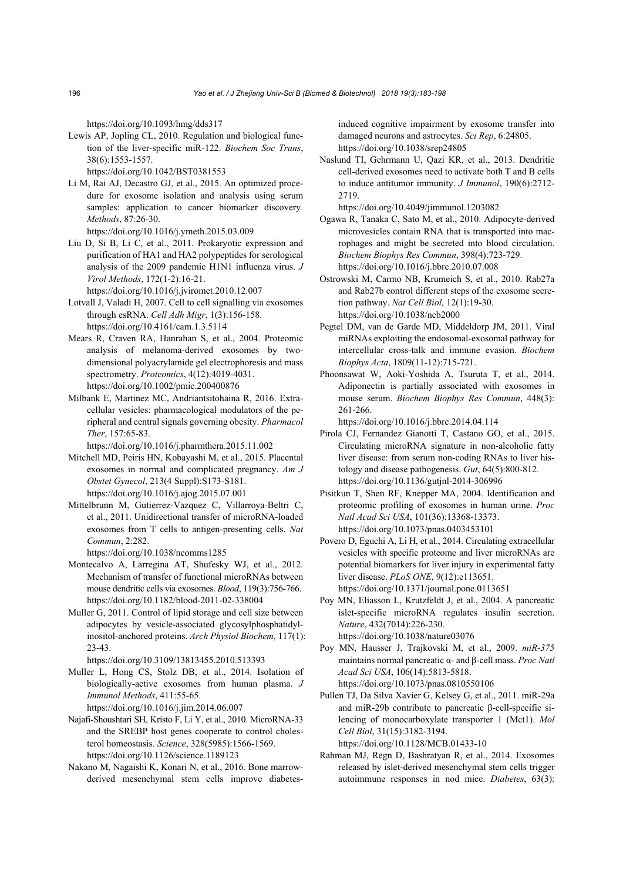https://doi.org/10.1093/hmg/dds317

Lewis AP, Jopling CL, 2010. Regulation and biological function of the liver-specific miR-122. *Biochem Soc Trans*, 38(6):1553-1557.
https://doi.org/10.1042/BST0381553

Li M, Rai AJ, Decastro GJ, et al., 2015. An optimized procedure for exosome isolation and analysis using serum samples: application to cancer biomarker discovery. *Methods*, 87:26-30.
https://doi.org/10.1016/j.ymeth.2015.03.009

Liu D, Si B, Li C, et al., 2011. Prokaryotic expression and purification of HA1 and HA2 polypeptides for serological analysis of the 2009 pandemic H1N1 influenza virus. *J Virol Methods*, 172(1-2):16-21.
https://doi.org/10.1016/j.jviromet.2010.12.007

Lotvall J, Valadi H, 2007. Cell to cell signalling via exosomes through esRNA. *Cell Adh Migr*, 1(3):156-158.
https://doi.org/10.4161/cam.1.3.5114

Mears R, Craven RA, Hanrahan S, et al., 2004. Proteomic analysis of melanoma-derived exosomes by two-dimensional polyacrylamide gel electrophoresis and mass spectrometry. *Proteomics*, 4(12):4019-4031.
https://doi.org/10.1002/pmic.200400876

Milbank E, Martinez MC, Andriantsitohaina R, 2016. Extracellular vesicles: pharmacological modulators of the peripheral and central signals governing obesity. *Pharmacol Ther*, 157:65-83.
https://doi.org/10.1016/j.pharmthera.2015.11.002

Mitchell MD, Peiris HN, Kobayashi M, et al., 2015. Placental exosomes in normal and complicated pregnancy. *Am J Obstet Gynecol*, 213(4 Suppl):S173-S181.
https://doi.org/10.1016/j.ajog.2015.07.001

Mittelbrunn M, Gutierrez-Vazquez C, Villarroya-Beltri C, et al., 2011. Unidirectional transfer of microRNA-loaded exosomes from T cells to antigen-presenting cells. *Nat Commun*, 2:282.
https://doi.org/10.1038/ncomms1285

Montecalvo A, Larregina AT, Shufesky WJ, et al., 2012. Mechanism of transfer of functional microRNAs between mouse dendritic cells via exosomes. *Blood*, 119(3):756-766.
https://doi.org/10.1182/blood-2011-02-338004

Muller G, 2011. Control of lipid storage and cell size between adipocytes by vesicle-associated glycosylphosphatidylinositol-anchored proteins. *Arch Physiol Biochem*, 117(1):23-43.
https://doi.org/10.3109/13813455.2010.513393

Muller L, Hong CS, Stolz DB, et al., 2014. Isolation of biologically-active exosomes from human plasma. *J Immunol Methods*, 411:55-65.
https://doi.org/10.1016/j.jim.2014.06.007

Najafi-Shoushtari SH, Kristo F, Li Y, et al., 2010. MicroRNA-33 and the SREBP host genes cooperate to control cholesterol homeostasis. *Science*, 328(5985):1566-1569.
https://doi.org/10.1126/science.1189123

Nakano M, Nagaishi K, Konari N, et al., 2016. Bone marrow-derived mesenchymal stem cells improve diabetes-induced cognitive impairment by exosome transfer into damaged neurons and astrocytes. *Sci Rep*, 6:24805.
https://doi.org/10.1038/srep24805

Naslund TI, Gehrmann U, Qazi KR, et al., 2013. Dendritic cell-derived exosomes need to activate both T and B cells to induce antitumor immunity. *J Immunol*, 190(6):2712-2719.
https://doi.org/10.4049/jimmunol.1203082

Ogawa R, Tanaka C, Sato M, et al., 2010. Adipocyte-derived microvesicles contain RNA that is transported into macrophages and might be secreted into blood circulation. *Biochem Biophys Res Commun*, 398(4):723-729.
https://doi.org/10.1016/j.bbrc.2010.07.008

Ostrowski M, Carmo NB, Krumeich S, et al., 2010. Rab27a and Rab27b control different steps of the exosome secretion pathway. *Nat Cell Biol*, 12(1):19-30.
https://doi.org/10.1038/ncb2000

Pegtel DM, van de Garde MD, Middeldorp JM, 2011. Viral miRNAs exploiting the endosomal-exosomal pathway for intercellular cross-talk and immune evasion. *Biochem Biophys Acta*, 1809(11-12):715-721.

Phoonsawat W, Aoki-Yoshida A, Tsuruta T, et al., 2014. Adiponectin is partially associated with exosomes in mouse serum. *Biochem Biophys Res Commun*, 448(3):261-266.
https://doi.org/10.1016/j.bbrc.2014.04.114

Pirola CJ, Fernandez Gianotti T, Castano GO, et al., 2015. Circulating microRNA signature in non-alcoholic fatty liver disease: from serum non-coding RNAs to liver histology and disease pathogenesis. *Gut*, 64(5):800-812.
https://doi.org/10.1136/gutjnl-2014-306996

Pisitkun T, Shen RF, Knepper MA, 2004. Identification and proteomic profiling of exosomes in human urine. *Proc Natl Acad Sci USA*, 101(36):13368-13373.
https://doi.org/10.1073/pnas.0403453101

Povero D, Eguchi A, Li H, et al., 2014. Circulating extracellular vesicles with specific proteome and liver microRNAs are potential biomarkers for liver injury in experimental fatty liver disease. *PLoS ONE*, 9(12):e113651.
https://doi.org/10.1371/journal.pone.0113651

Poy MN, Eliasson L, Krutzfeldt J, et al., 2004. A pancreatic islet-specific microRNA regulates insulin secretion. *Nature*, 432(7014):226-230.
https://doi.org/10.1038/nature03076

Poy MN, Hausser J, Trajkovski M, et al., 2009. *miR-375* maintains normal pancreatic α- and β-cell mass. *Proc Natl Acad Sci USA*, 106(14):5813-5818.
https://doi.org/10.1073/pnas.0810550106

Pullen TJ, Da Silva Xavier G, Kelsey G, et al., 2011. miR-29a and miR-29b contribute to pancreatic β-cell-specific silencing of monocarboxylate transporter 1 (Mct1). *Mol Cell Biol*, 31(15):3182-3194.
https://doi.org/10.1128/MCB.01433-10

Rahman MJ, Regn D, Bashratyan R, et al., 2014. Exosomes released by islet-derived mesenchymal stem cells trigger autoimmune responses in nod mice. *Diabetes*, 63(3):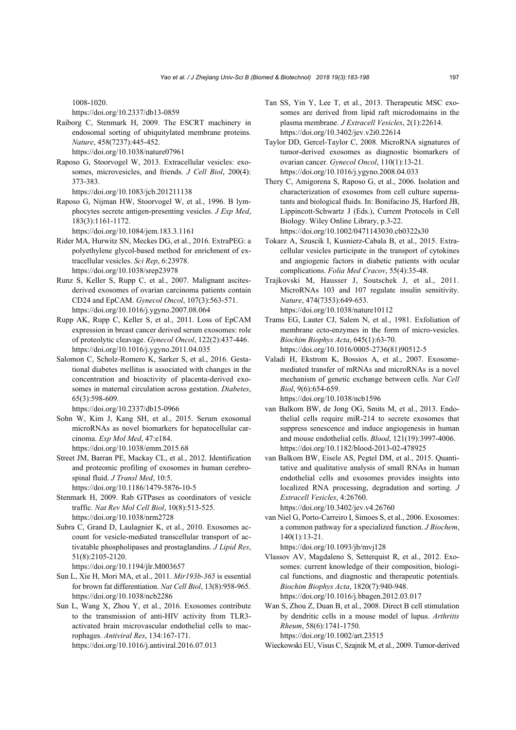1008-1020.
https://doi.org/10.2337/db13-0859

Raiborg C, Stenmark H, 2009. The ESCRT machinery in endosomal sorting of ubiquitylated membrane proteins. *Nature*, 458(7237):445-452.
https://doi.org/10.1038/nature07961

Raposo G, Stoorvogel W, 2013. Extracellular vesicles: exosomes, microvesicles, and friends. *J Cell Biol*, 200(4): 373-383.
https://doi.org/10.1083/jcb.201211138

Raposo G, Nijman HW, Stoorvogel W, et al., 1996. B lymphocytes secrete antigen-presenting vesicles. *J Exp Med*, 183(3):1161-1172.
https://doi.org/10.1084/jem.183.3.1161

Rider MA, Hurwitz SN, Meckes DG, et al., 2016. ExtraPEG: a polyethylene glycol-based method for enrichment of extracellular vesicles. *Sci Rep*, 6:23978.
https://doi.org/10.1038/srep23978

Runz S, Keller S, Rupp C, et al., 2007. Malignant ascites-derived exosomes of ovarian carcinoma patients contain CD24 and EpCAM. *Gynecol Oncol*, 107(3):563-571.
https://doi.org/10.1016/j.ygyno.2007.08.064

Rupp AK, Rupp C, Keller S, et al., 2011. Loss of EpCAM expression in breast cancer derived serum exosomes: role of proteolytic cleavage. *Gynecol Oncol*, 122(2):437-446.
https://doi.org/10.1016/j.ygyno.2011.04.035

Salomon C, Scholz-Romero K, Sarker S, et al., 2016. Gestational diabetes mellitus is associated with changes in the concentration and bioactivity of placenta-derived exosomes in maternal circulation across gestation. *Diabetes*, 65(3):598-609.
https://doi.org/10.2337/db15-0966

Sohn W, Kim J, Kang SH, et al., 2015. Serum exosomal microRNAs as novel biomarkers for hepatocellular carcinoma. *Exp Mol Med*, 47:e184.
https://doi.org/10.1038/emm.2015.68

Street JM, Barran PE, Mackay CL, et al., 2012. Identification and proteomic profiling of exosomes in human cerebrospinal fluid. *J Transl Med*, 10:5.
https://doi.org/10.1186/1479-5876-10-5

Stenmark H, 2009. Rab GTPases as coordinators of vesicle traffic. *Nat Rev Mol Cell Biol*, 10(8):513-525.
https://doi.org/10.1038/nrm2728

Subra C, Grand D, Laulagnier K, et al., 2010. Exosomes account for vesicle-mediated transcellular transport of activatable phospholipases and prostaglandins. *J Lipid Res*, 51(8):2105-2120.
https://doi.org/10.1194/jlr.M003657

Sun L, Xie H, Mori MA, et al., 2011. *Mir193b-365* is essential for brown fat differentiation. *Nat Cell Biol*, 13(8):958-965.
https://doi.org/10.1038/ncb2286

Sun L, Wang X, Zhou Y, et al., 2016. Exosomes contribute to the transmission of anti-HIV activity from TLR3-activated brain microvascular endothelial cells to macrophages. *Antiviral Res*, 134:167-171.
https://doi.org/10.1016/j.antiviral.2016.07.013

Tan SS, Yin Y, Lee T, et al., 2013. Therapeutic MSC exosomes are derived from lipid raft microdomains in the plasma membrane. *J Extracell Vesicles*, 2(1):22614.
https://doi.org/10.3402/jev.v2i0.22614

Taylor DD, Gercel-Taylor C, 2008. MicroRNA signatures of tumor-derived exosomes as diagnostic biomarkers of ovarian cancer. *Gynecol Oncol*, 110(1):13-21.
https://doi.org/10.1016/j.ygyno.2008.04.033

Thery C, Amigorena S, Raposo G, et al., 2006. Isolation and characterization of exosomes from cell culture supernatants and biological fluids. In: Bonifacino JS, Harford JB, Lippincott-Schwartz J (Eds.), Current Protocols in Cell Biology. Wiley Online Library, p.3-22.
https://doi.org/10.1002/0471143030.cb0322s30

Tokarz A, Szuscik I, Kusnierz-Cabala B, et al., 2015. Extracellular vesicles participate in the transport of cytokines and angiogenic factors in diabetic patients with ocular complications. *Folia Med Cracov*, 55(4):35-48.

Trajkovski M, Hausser J, Soutschek J, et al., 2011. MicroRNAs 103 and 107 regulate insulin sensitivity. *Nature*, 474(7353):649-653.
https://doi.org/10.1038/nature10112

Trams EG, Lauter CJ, Salem N, et al., 1981. Exfoliation of membrane ecto-enzymes in the form of micro-vesicles. *Biochim Biophys Acta*, 645(1):63-70.
https://doi.org/10.1016/0005-2736(81)90512-5

Valadi H, Ekstrom K, Bossios A, et al., 2007. Exosome-mediated transfer of mRNAs and microRNAs is a novel mechanism of genetic exchange between cells. *Nat Cell Biol*, 9(6):654-659.
https://doi.org/10.1038/ncb1596

van Balkom BW, de Jong OG, Smits M, et al., 2013. Endothelial cells require miR-214 to secrete exosomes that suppress senescence and induce angiogenesis in human and mouse endothelial cells. *Blood*, 121(19):3997-4006.
https://doi.org/10.1182/blood-2013-02-478925

van Balkom BW, Eisele AS, Pegtel DM, et al., 2015. Quantitative and qualitative analysis of small RNAs in human endothelial cells and exosomes provides insights into localized RNA processing, degradation and sorting. *J Extracell Vesicles*, 4:26760.
https://doi.org/10.3402/jev.v4.26760

van Niel G, Porto-Carreiro I, Simoes S, et al., 2006. Exosomes: a common pathway for a specialized function. *J Biochem*, 140(1):13-21.
https://doi.org/10.1093/jb/mvj128

Vlassov AV, Magdaleno S, Setterquist R, et al., 2012. Exosomes: current knowledge of their composition, biological functions, and diagnostic and therapeutic potentials. *Biochim Biophys Acta*, 1820(7):940-948.
https://doi.org/10.1016/j.bbagen.2012.03.017

Wan S, Zhou Z, Duan B, et al., 2008. Direct B cell stimulation by dendritic cells in a mouse model of lupus. *Arthritis Rheum*, 58(6):1741-1750.
https://doi.org/10.1002/art.23515

Wieckowski EU, Visus C, Szajnik M, et al., 2009. Tumor-derived